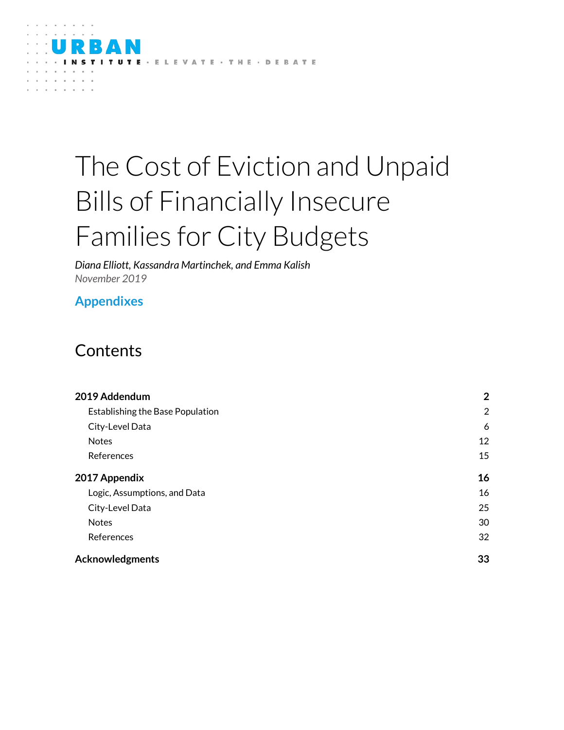URBAN INSTITUTE · ELEVATE · THE · DEBATE

# The Cost of Eviction and Unpaid Bills of Financially Insecure Families for City Budgets

*Diana Elliott, Kassandra Martinchek, and Emma Kalish*
*November 2019*

## Appendixes

## Contents

| | |
|---|---|
| **2019 Addendum** | **2** |
| Establishing the Base Population | 2 |
| City-Level Data | 6 |
| Notes | 12 |
| References | 15 |
| **2017 Appendix** | **16** |
| Logic, Assumptions, and Data | 16 |
| City-Level Data | 25 |
| Notes | 30 |
| References | 32 |
| **Acknowledgments** | **33** |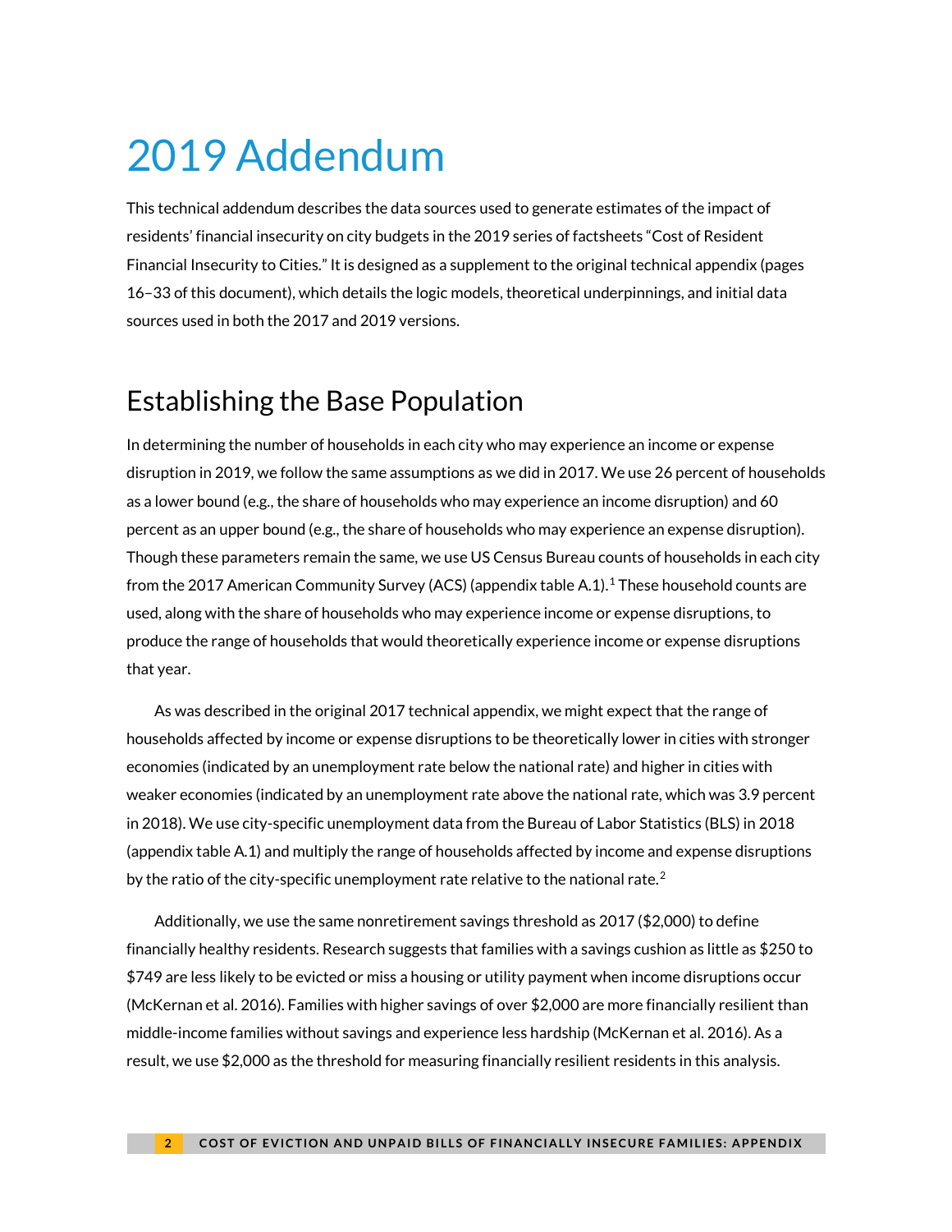# 2019 Addendum

This technical addendum describes the data sources used to generate estimates of the impact of residents' financial insecurity on city budgets in the 2019 series of factsheets "Cost of Resident Financial Insecurity to Cities." It is designed as a supplement to the original technical appendix (pages 16–33 of this document), which details the logic models, theoretical underpinnings, and initial data sources used in both the 2017 and 2019 versions.

## Establishing the Base Population

In determining the number of households in each city who may experience an income or expense disruption in 2019, we follow the same assumptions as we did in 2017. We use 26 percent of households as a lower bound (e.g., the share of households who may experience an income disruption) and 60 percent as an upper bound (e.g., the share of households who may experience an expense disruption). Though these parameters remain the same, we use US Census Bureau counts of households in each city from the 2017 American Community Survey (ACS) (appendix table A.1).[1] These household counts are used, along with the share of households who may experience income or expense disruptions, to produce the range of households that would theoretically experience income or expense disruptions that year.

As was described in the original 2017 technical appendix, we might expect that the range of households affected by income or expense disruptions to be theoretically lower in cities with stronger economies (indicated by an unemployment rate below the national rate) and higher in cities with weaker economies (indicated by an unemployment rate above the national rate, which was 3.9 percent in 2018). We use city-specific unemployment data from the Bureau of Labor Statistics (BLS) in 2018 (appendix table A.1) and multiply the range of households affected by income and expense disruptions by the ratio of the city-specific unemployment rate relative to the national rate.[2]

Additionally, we use the same nonretirement savings threshold as 2017 ($2,000) to define financially healthy residents. Research suggests that families with a savings cushion as little as $250 to $749 are less likely to be evicted or miss a housing or utility payment when income disruptions occur (McKernan et al. 2016). Families with higher savings of over $2,000 are more financially resilient than middle-income families without savings and experience less hardship (McKernan et al. 2016). As a result, we use $2,000 as the threshold for measuring financially resilient residents in this analysis.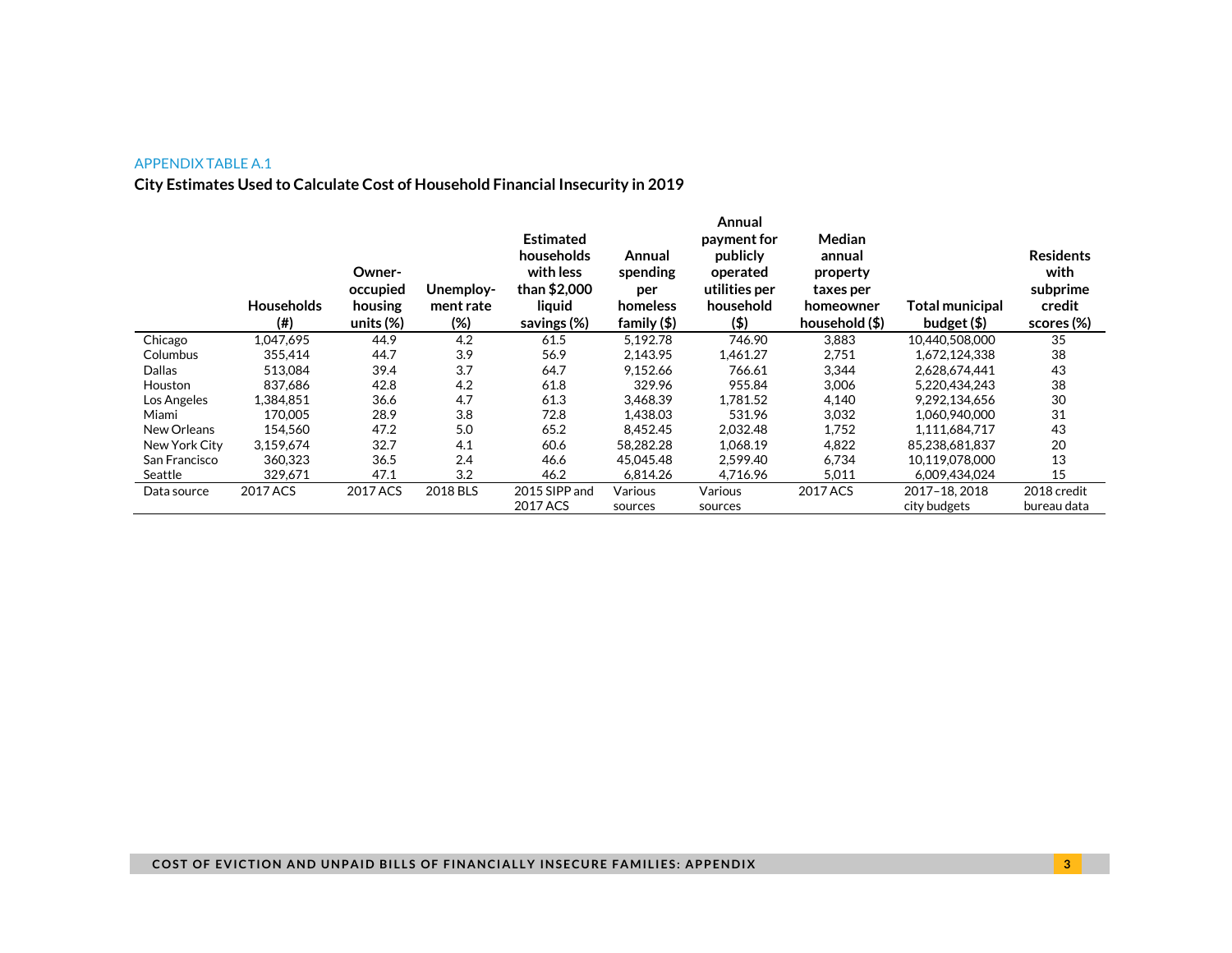APPENDIX TABLE A.1

**City Estimates Used to Calculate Cost of Household Financial Insecurity in 2019**

| | Households (#) | Owner-occupied housing units (%) | Unemployment rate (%) | Estimated households with less than $2,000 liquid savings (%) | Annual spending per homeless family ($) | Annual payment for publicly operated utilities per household ($) | Median annual property taxes per homeowner household ($) | Total municipal budget ($) | Residents with subprime credit scores (%) |
|---|---|---|---|---|---|---|---|---|---|
| Chicago | 1,047,695 | 44.9 | 4.2 | 61.5 | 5,192.78 | 746.90 | 3,883 | 10,440,508,000 | 35 |
| Columbus | 355,414 | 44.7 | 3.9 | 56.9 | 2,143.95 | 1,461.27 | 2,751 | 1,672,124,338 | 38 |
| Dallas | 513,084 | 39.4 | 3.7 | 64.7 | 9,152.66 | 766.61 | 3,344 | 2,628,674,441 | 43 |
| Houston | 837,686 | 42.8 | 4.2 | 61.8 | 329.96 | 955.84 | 3,006 | 5,220,434,243 | 38 |
| Los Angeles | 1,384,851 | 36.6 | 4.7 | 61.3 | 3,468.39 | 1,781.52 | 4,140 | 9,292,134,656 | 30 |
| Miami | 170,005 | 28.9 | 3.8 | 72.8 | 1,438.03 | 531.96 | 3,032 | 1,060,940,000 | 31 |
| New Orleans | 154,560 | 47.2 | 5.0 | 65.2 | 8,452.45 | 2,032.48 | 1,752 | 1,111,684,717 | 43 |
| New York City | 3,159,674 | 32.7 | 4.1 | 60.6 | 58,282.28 | 1,068.19 | 4,822 | 85,238,681,837 | 20 |
| San Francisco | 360,323 | 36.5 | 2.4 | 46.6 | 45,045.48 | 2,599.40 | 6,734 | 10,119,078,000 | 13 |
| Seattle | 329,671 | 47.1 | 3.2 | 46.2 | 6,814.26 | 4,716.96 | 5,011 | 6,009,434,024 | 15 |
| Data source | 2017 ACS | 2017 ACS | 2018 BLS | 2015 SIPP and 2017 ACS | Various sources | Various sources | 2017 ACS | 2017–18, 2018 city budgets | 2018 credit bureau data |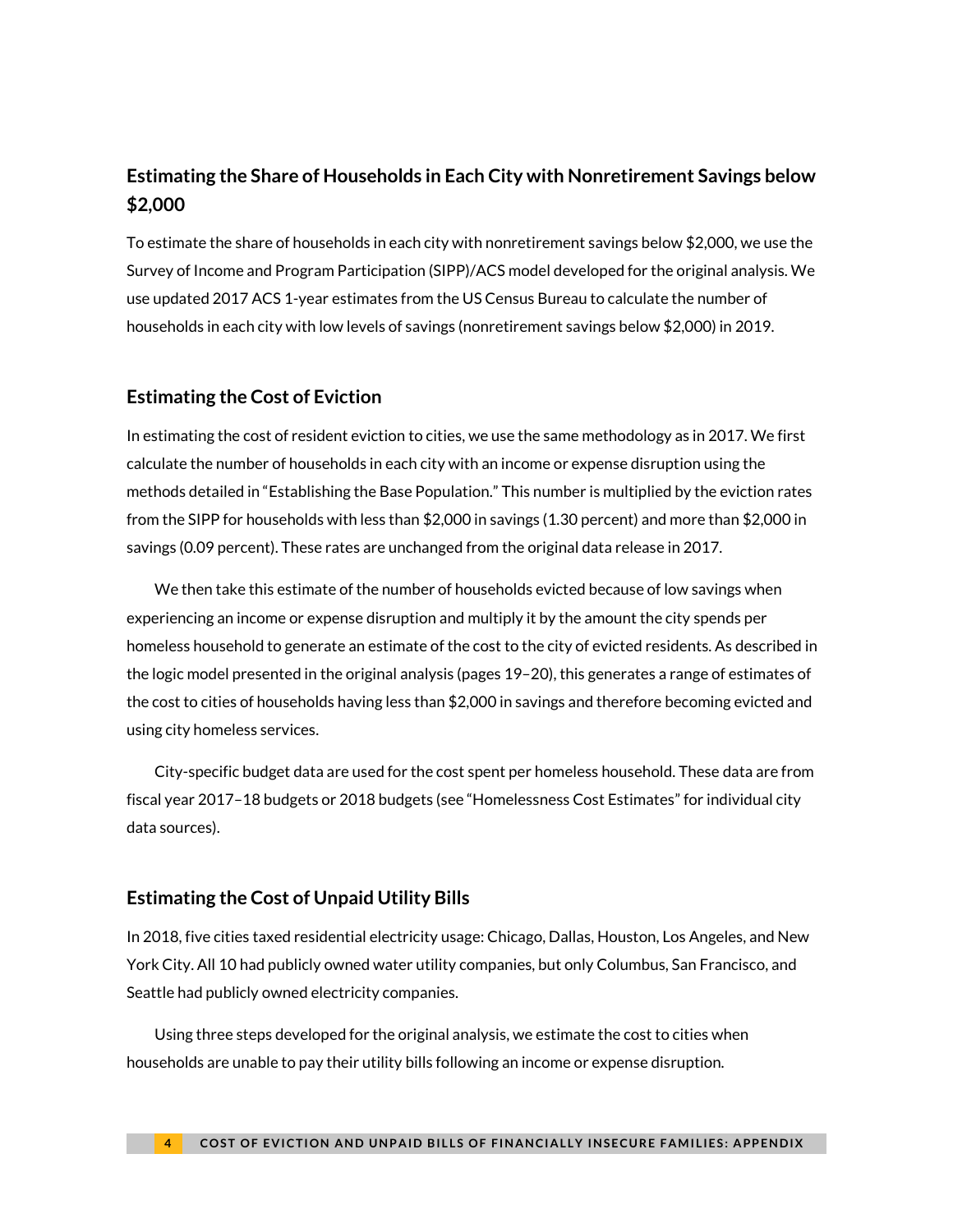## Estimating the Share of Households in Each City with Nonretirement Savings below $2,000

To estimate the share of households in each city with nonretirement savings below $2,000, we use the Survey of Income and Program Participation (SIPP)/ACS model developed for the original analysis. We use updated 2017 ACS 1-year estimates from the US Census Bureau to calculate the number of households in each city with low levels of savings (nonretirement savings below $2,000) in 2019.

## Estimating the Cost of Eviction

In estimating the cost of resident eviction to cities, we use the same methodology as in 2017. We first calculate the number of households in each city with an income or expense disruption using the methods detailed in "Establishing the Base Population." This number is multiplied by the eviction rates from the SIPP for households with less than $2,000 in savings (1.30 percent) and more than $2,000 in savings (0.09 percent). These rates are unchanged from the original data release in 2017.

We then take this estimate of the number of households evicted because of low savings when experiencing an income or expense disruption and multiply it by the amount the city spends per homeless household to generate an estimate of the cost to the city of evicted residents. As described in the logic model presented in the original analysis (pages 19–20), this generates a range of estimates of the cost to cities of households having less than $2,000 in savings and therefore becoming evicted and using city homeless services.

City-specific budget data are used for the cost spent per homeless household. These data are from fiscal year 2017–18 budgets or 2018 budgets (see "Homelessness Cost Estimates" for individual city data sources).

## Estimating the Cost of Unpaid Utility Bills

In 2018, five cities taxed residential electricity usage: Chicago, Dallas, Houston, Los Angeles, and New York City. All 10 had publicly owned water utility companies, but only Columbus, San Francisco, and Seattle had publicly owned electricity companies.

Using three steps developed for the original analysis, we estimate the cost to cities when households are unable to pay their utility bills following an income or expense disruption.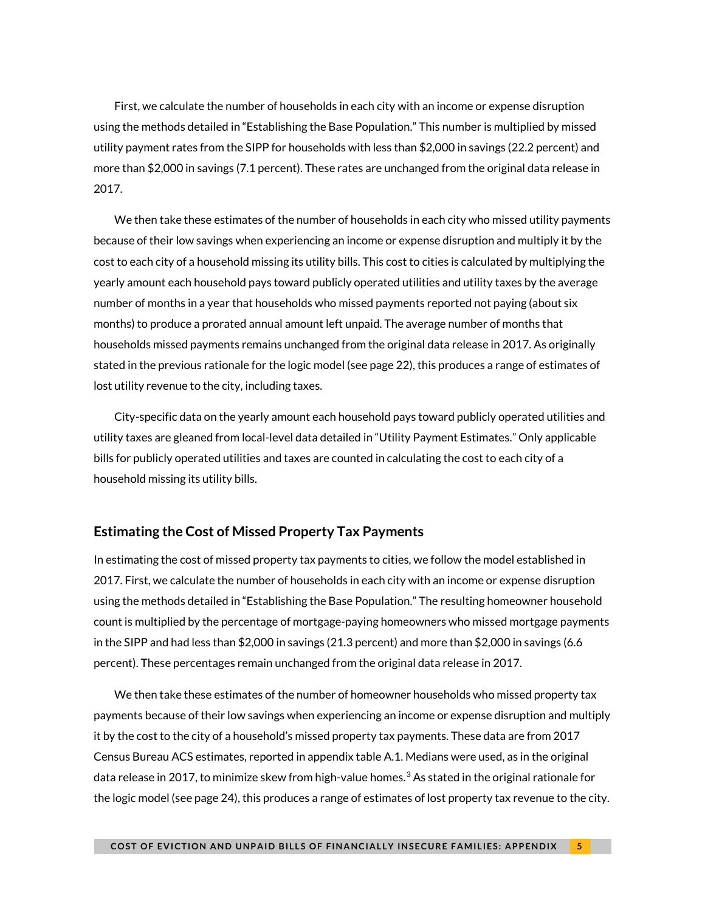First, we calculate the number of households in each city with an income or expense disruption using the methods detailed in "Establishing the Base Population." This number is multiplied by missed utility payment rates from the SIPP for households with less than $2,000 in savings (22.2 percent) and more than $2,000 in savings (7.1 percent). These rates are unchanged from the original data release in 2017.

We then take these estimates of the number of households in each city who missed utility payments because of their low savings when experiencing an income or expense disruption and multiply it by the cost to each city of a household missing its utility bills. This cost to cities is calculated by multiplying the yearly amount each household pays toward publicly operated utilities and utility taxes by the average number of months in a year that households who missed payments reported not paying (about six months) to produce a prorated annual amount left unpaid. The average number of months that households missed payments remains unchanged from the original data release in 2017. As originally stated in the previous rationale for the logic model (see page 22), this produces a range of estimates of lost utility revenue to the city, including taxes.

City-specific data on the yearly amount each household pays toward publicly operated utilities and utility taxes are gleaned from local-level data detailed in "Utility Payment Estimates." Only applicable bills for publicly operated utilities and taxes are counted in calculating the cost to each city of a household missing its utility bills.

### Estimating the Cost of Missed Property Tax Payments

In estimating the cost of missed property tax payments to cities, we follow the model established in 2017. First, we calculate the number of households in each city with an income or expense disruption using the methods detailed in "Establishing the Base Population." The resulting homeowner household count is multiplied by the percentage of mortgage-paying homeowners who missed mortgage payments in the SIPP and had less than $2,000 in savings (21.3 percent) and more than $2,000 in savings (6.6 percent). These percentages remain unchanged from the original data release in 2017.

We then take these estimates of the number of homeowner households who missed property tax payments because of their low savings when experiencing an income or expense disruption and multiply it by the cost to the city of a household's missed property tax payments. These data are from 2017 Census Bureau ACS estimates, reported in appendix table A.1. Medians were used, as in the original data release in 2017, to minimize skew from high-value homes.[3] As stated in the original rationale for the logic model (see page 24), this produces a range of estimates of lost property tax revenue to the city.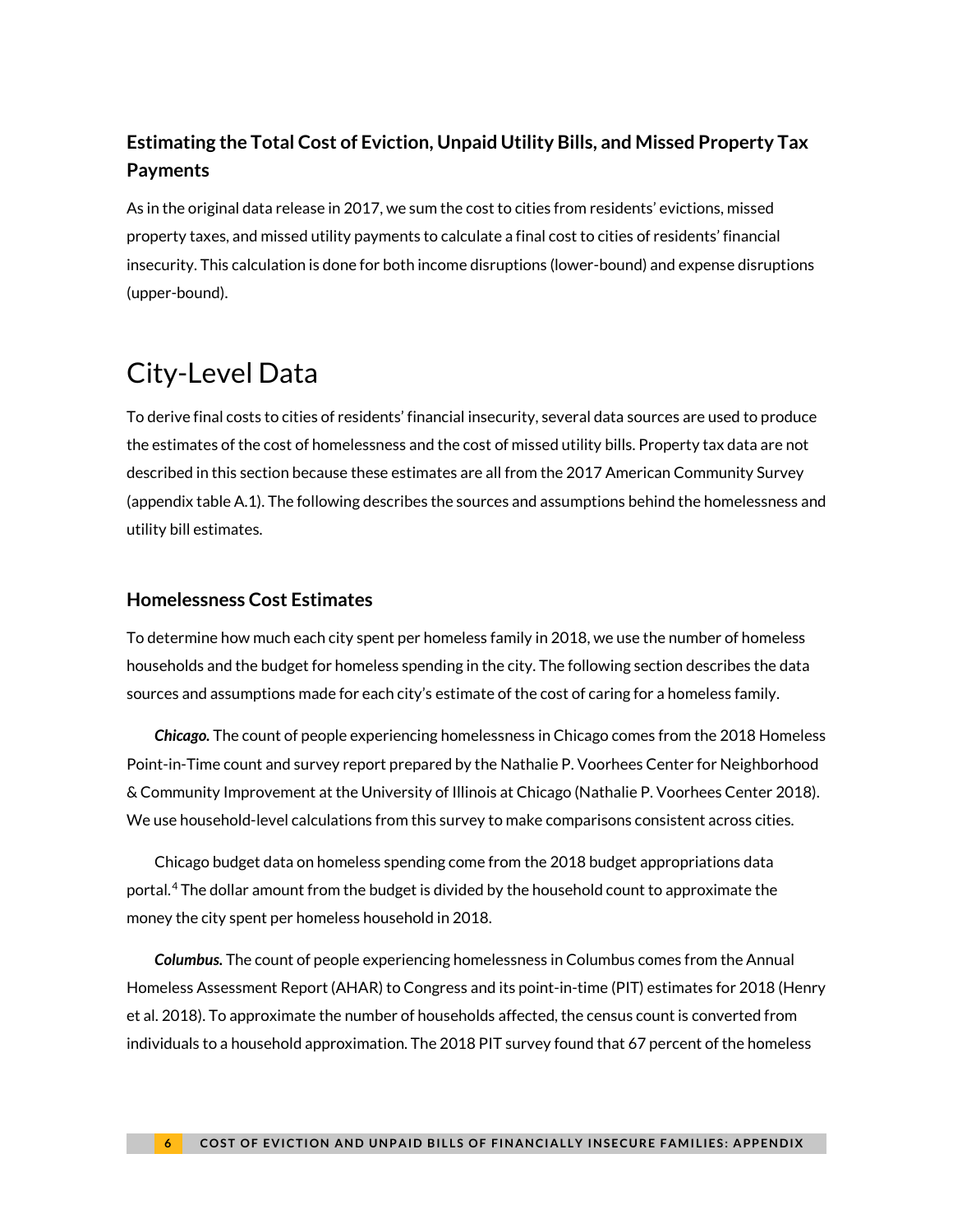### Estimating the Total Cost of Eviction, Unpaid Utility Bills, and Missed Property Tax Payments

As in the original data release in 2017, we sum the cost to cities from residents' evictions, missed property taxes, and missed utility payments to calculate a final cost to cities of residents' financial insecurity. This calculation is done for both income disruptions (lower-bound) and expense disruptions (upper-bound).

## City-Level Data

To derive final costs to cities of residents' financial insecurity, several data sources are used to produce the estimates of the cost of homelessness and the cost of missed utility bills. Property tax data are not described in this section because these estimates are all from the 2017 American Community Survey (appendix table A.1). The following describes the sources and assumptions behind the homelessness and utility bill estimates.

### Homelessness Cost Estimates

To determine how much each city spent per homeless family in 2018, we use the number of homeless households and the budget for homeless spending in the city. The following section describes the data sources and assumptions made for each city's estimate of the cost of caring for a homeless family.

***Chicago.*** The count of people experiencing homelessness in Chicago comes from the 2018 Homeless Point-in-Time count and survey report prepared by the Nathalie P. Voorhees Center for Neighborhood & Community Improvement at the University of Illinois at Chicago (Nathalie P. Voorhees Center 2018). We use household-level calculations from this survey to make comparisons consistent across cities.

Chicago budget data on homeless spending come from the 2018 budget appropriations data portal.[4] The dollar amount from the budget is divided by the household count to approximate the money the city spent per homeless household in 2018.

***Columbus.*** The count of people experiencing homelessness in Columbus comes from the Annual Homeless Assessment Report (AHAR) to Congress and its point-in-time (PIT) estimates for 2018 (Henry et al. 2018). To approximate the number of households affected, the census count is converted from individuals to a household approximation. The 2018 PIT survey found that 67 percent of the homeless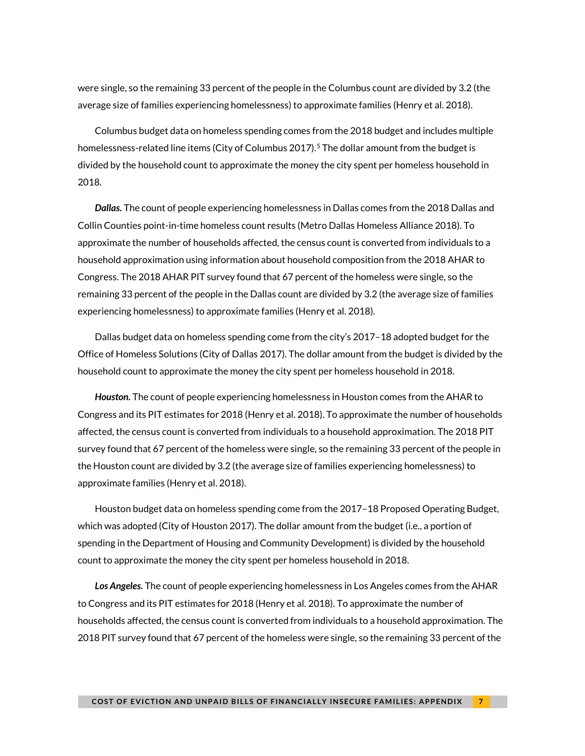were single, so the remaining 33 percent of the people in the Columbus count are divided by 3.2 (the average size of families experiencing homelessness) to approximate families (Henry et al. 2018).

Columbus budget data on homeless spending comes from the 2018 budget and includes multiple homelessness-related line items (City of Columbus 2017).[5] The dollar amount from the budget is divided by the household count to approximate the money the city spent per homeless household in 2018.

***Dallas.*** The count of people experiencing homelessness in Dallas comes from the 2018 Dallas and Collin Counties point-in-time homeless count results (Metro Dallas Homeless Alliance 2018). To approximate the number of households affected, the census count is converted from individuals to a household approximation using information about household composition from the 2018 AHAR to Congress. The 2018 AHAR PIT survey found that 67 percent of the homeless were single, so the remaining 33 percent of the people in the Dallas count are divided by 3.2 (the average size of families experiencing homelessness) to approximate families (Henry et al. 2018).

Dallas budget data on homeless spending come from the city's 2017–18 adopted budget for the Office of Homeless Solutions (City of Dallas 2017). The dollar amount from the budget is divided by the household count to approximate the money the city spent per homeless household in 2018.

***Houston.*** The count of people experiencing homelessness in Houston comes from the AHAR to Congress and its PIT estimates for 2018 (Henry et al. 2018). To approximate the number of households affected, the census count is converted from individuals to a household approximation. The 2018 PIT survey found that 67 percent of the homeless were single, so the remaining 33 percent of the people in the Houston count are divided by 3.2 (the average size of families experiencing homelessness) to approximate families (Henry et al. 2018).

Houston budget data on homeless spending come from the 2017–18 Proposed Operating Budget, which was adopted (City of Houston 2017). The dollar amount from the budget (i.e., a portion of spending in the Department of Housing and Community Development) is divided by the household count to approximate the money the city spent per homeless household in 2018.

***Los Angeles.*** The count of people experiencing homelessness in Los Angeles comes from the AHAR to Congress and its PIT estimates for 2018 (Henry et al. 2018). To approximate the number of households affected, the census count is converted from individuals to a household approximation. The 2018 PIT survey found that 67 percent of the homeless were single, so the remaining 33 percent of the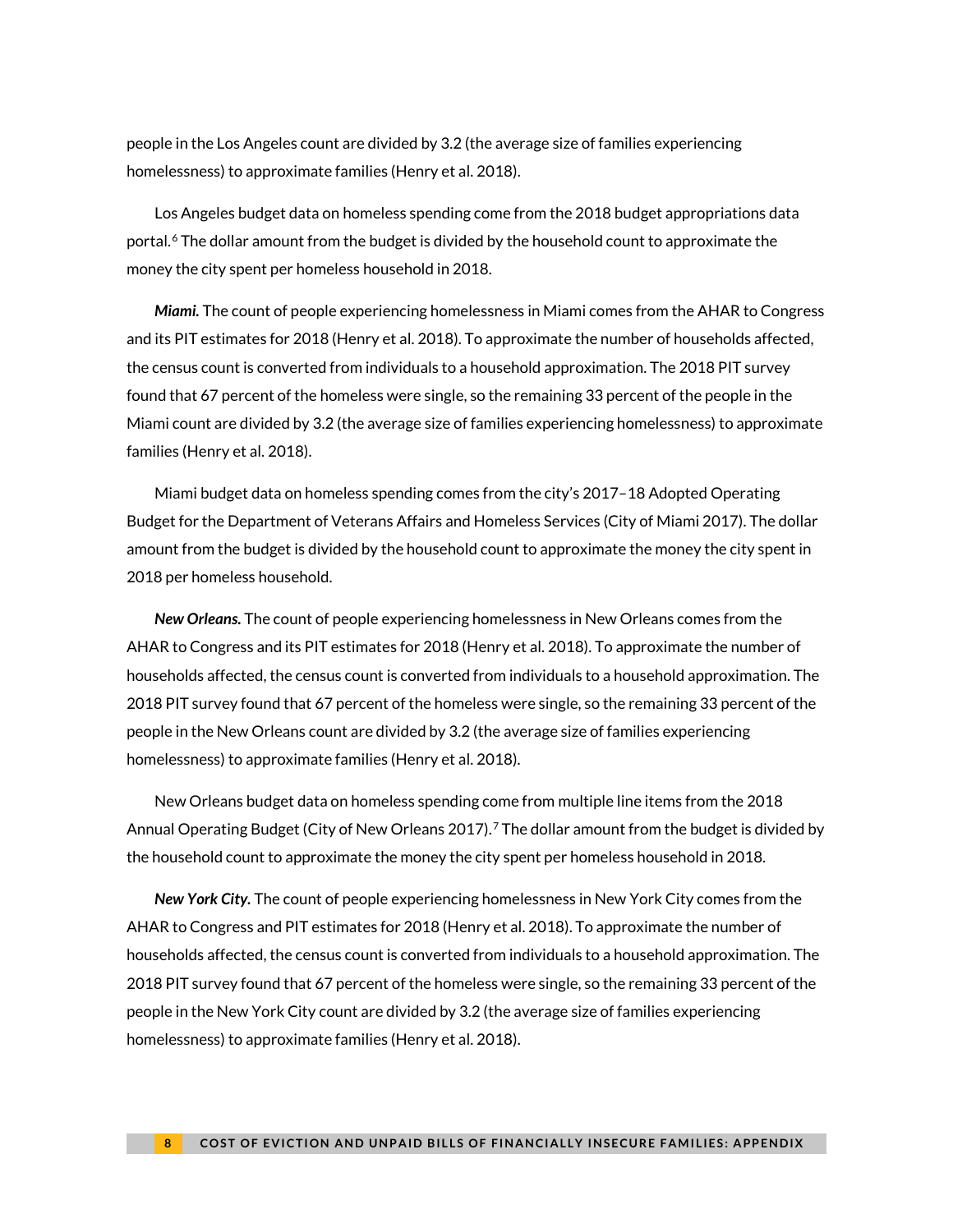people in the Los Angeles count are divided by 3.2 (the average size of families experiencing homelessness) to approximate families (Henry et al. 2018).

Los Angeles budget data on homeless spending come from the 2018 budget appropriations data portal.[6] The dollar amount from the budget is divided by the household count to approximate the money the city spent per homeless household in 2018.

***Miami.*** The count of people experiencing homelessness in Miami comes from the AHAR to Congress and its PIT estimates for 2018 (Henry et al. 2018). To approximate the number of households affected, the census count is converted from individuals to a household approximation. The 2018 PIT survey found that 67 percent of the homeless were single, so the remaining 33 percent of the people in the Miami count are divided by 3.2 (the average size of families experiencing homelessness) to approximate families (Henry et al. 2018).

Miami budget data on homeless spending comes from the city's 2017–18 Adopted Operating Budget for the Department of Veterans Affairs and Homeless Services (City of Miami 2017). The dollar amount from the budget is divided by the household count to approximate the money the city spent in 2018 per homeless household.

***New Orleans.*** The count of people experiencing homelessness in New Orleans comes from the AHAR to Congress and its PIT estimates for 2018 (Henry et al. 2018). To approximate the number of households affected, the census count is converted from individuals to a household approximation. The 2018 PIT survey found that 67 percent of the homeless were single, so the remaining 33 percent of the people in the New Orleans count are divided by 3.2 (the average size of families experiencing homelessness) to approximate families (Henry et al. 2018).

New Orleans budget data on homeless spending come from multiple line items from the 2018 Annual Operating Budget (City of New Orleans 2017).[7] The dollar amount from the budget is divided by the household count to approximate the money the city spent per homeless household in 2018.

***New York City.*** The count of people experiencing homelessness in New York City comes from the AHAR to Congress and PIT estimates for 2018 (Henry et al. 2018). To approximate the number of households affected, the census count is converted from individuals to a household approximation. The 2018 PIT survey found that 67 percent of the homeless were single, so the remaining 33 percent of the people in the New York City count are divided by 3.2 (the average size of families experiencing homelessness) to approximate families (Henry et al. 2018).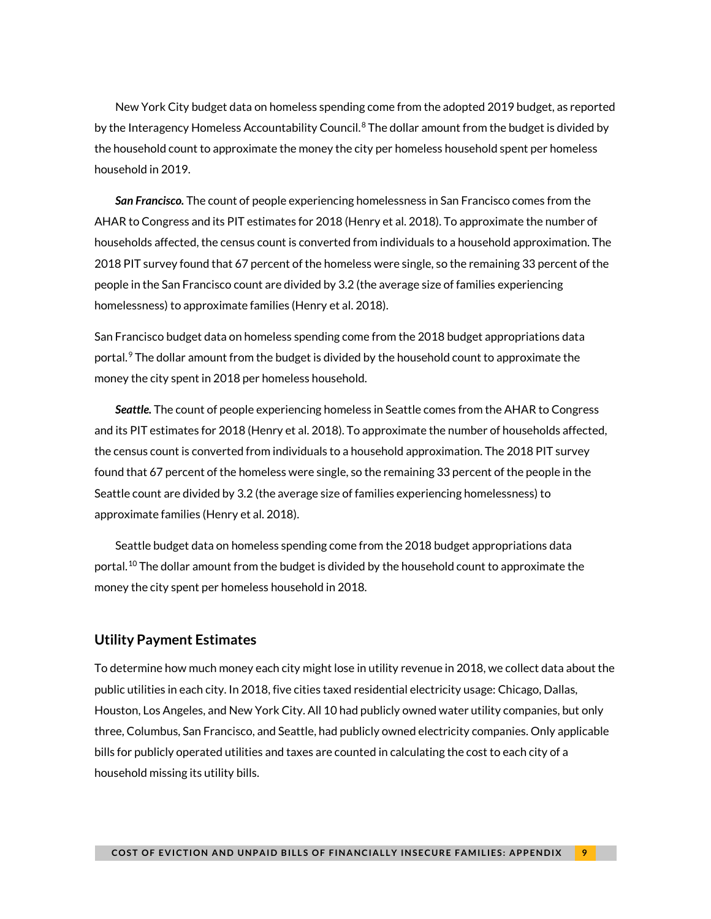New York City budget data on homeless spending come from the adopted 2019 budget, as reported by the Interagency Homeless Accountability Council.[8] The dollar amount from the budget is divided by the household count to approximate the money the city per homeless household spent per homeless household in 2019.

***San Francisco.*** The count of people experiencing homelessness in San Francisco comes from the AHAR to Congress and its PIT estimates for 2018 (Henry et al. 2018). To approximate the number of households affected, the census count is converted from individuals to a household approximation. The 2018 PIT survey found that 67 percent of the homeless were single, so the remaining 33 percent of the people in the San Francisco count are divided by 3.2 (the average size of families experiencing homelessness) to approximate families (Henry et al. 2018).

San Francisco budget data on homeless spending come from the 2018 budget appropriations data portal.[9] The dollar amount from the budget is divided by the household count to approximate the money the city spent in 2018 per homeless household.

***Seattle.*** The count of people experiencing homeless in Seattle comes from the AHAR to Congress and its PIT estimates for 2018 (Henry et al. 2018). To approximate the number of households affected, the census count is converted from individuals to a household approximation. The 2018 PIT survey found that 67 percent of the homeless were single, so the remaining 33 percent of the people in the Seattle count are divided by 3.2 (the average size of families experiencing homelessness) to approximate families (Henry et al. 2018).

Seattle budget data on homeless spending come from the 2018 budget appropriations data portal.[10] The dollar amount from the budget is divided by the household count to approximate the money the city spent per homeless household in 2018.

## Utility Payment Estimates

To determine how much money each city might lose in utility revenue in 2018, we collect data about the public utilities in each city. In 2018, five cities taxed residential electricity usage: Chicago, Dallas, Houston, Los Angeles, and New York City. All 10 had publicly owned water utility companies, but only three, Columbus, San Francisco, and Seattle, had publicly owned electricity companies. Only applicable bills for publicly operated utilities and taxes are counted in calculating the cost to each city of a household missing its utility bills.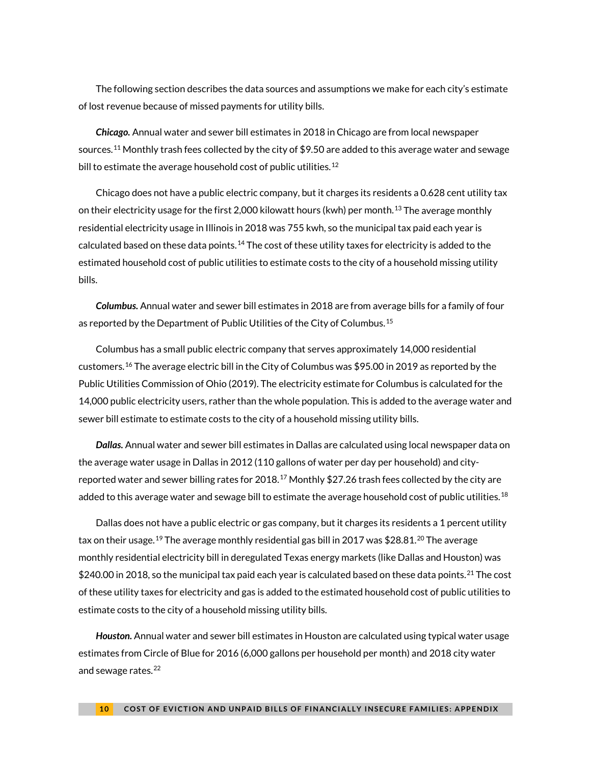The following section describes the data sources and assumptions we make for each city's estimate of lost revenue because of missed payments for utility bills.

***Chicago.*** Annual water and sewer bill estimates in 2018 in Chicago are from local newspaper sources.[11] Monthly trash fees collected by the city of $9.50 are added to this average water and sewage bill to estimate the average household cost of public utilities.[12]

Chicago does not have a public electric company, but it charges its residents a 0.628 cent utility tax on their electricity usage for the first 2,000 kilowatt hours (kwh) per month.[13] The average monthly residential electricity usage in Illinois in 2018 was 755 kwh, so the municipal tax paid each year is calculated based on these data points.[14] The cost of these utility taxes for electricity is added to the estimated household cost of public utilities to estimate costs to the city of a household missing utility bills.

***Columbus.*** Annual water and sewer bill estimates in 2018 are from average bills for a family of four as reported by the Department of Public Utilities of the City of Columbus.[15]

Columbus has a small public electric company that serves approximately 14,000 residential customers.[16] The average electric bill in the City of Columbus was $95.00 in 2019 as reported by the Public Utilities Commission of Ohio (2019). The electricity estimate for Columbus is calculated for the 14,000 public electricity users, rather than the whole population. This is added to the average water and sewer bill estimate to estimate costs to the city of a household missing utility bills.

***Dallas.*** Annual water and sewer bill estimates in Dallas are calculated using local newspaper data on the average water usage in Dallas in 2012 (110 gallons of water per day per household) and city-reported water and sewer billing rates for 2018.[17] Monthly $27.26 trash fees collected by the city are added to this average water and sewage bill to estimate the average household cost of public utilities.[18]

Dallas does not have a public electric or gas company, but it charges its residents a 1 percent utility tax on their usage.[19] The average monthly residential gas bill in 2017 was $28.81.[20] The average monthly residential electricity bill in deregulated Texas energy markets (like Dallas and Houston) was $240.00 in 2018, so the municipal tax paid each year is calculated based on these data points.[21] The cost of these utility taxes for electricity and gas is added to the estimated household cost of public utilities to estimate costs to the city of a household missing utility bills.

***Houston.*** Annual water and sewer bill estimates in Houston are calculated using typical water usage estimates from Circle of Blue for 2016 (6,000 gallons per household per month) and 2018 city water and sewage rates.[22]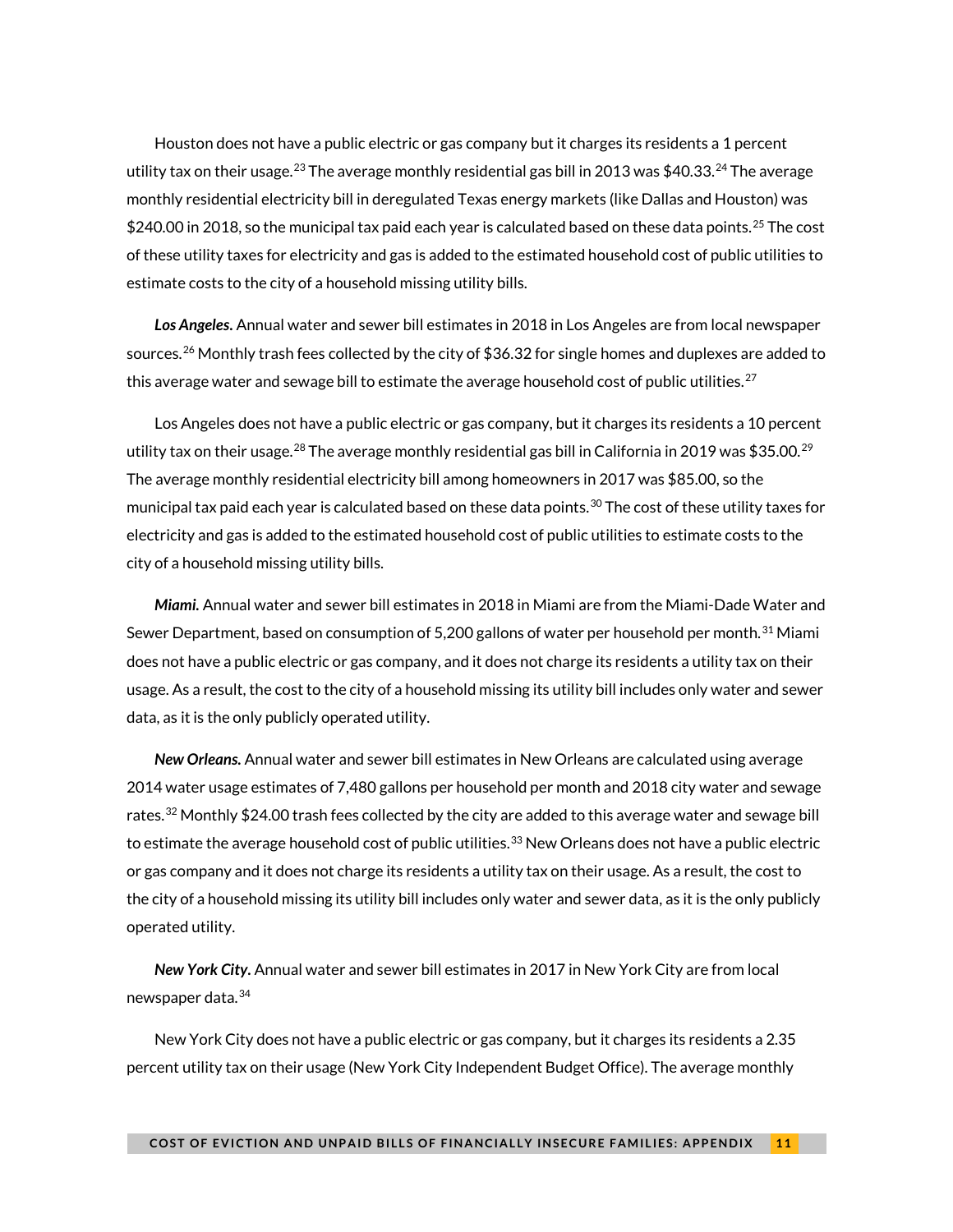Houston does not have a public electric or gas company but it charges its residents a 1 percent utility tax on their usage.[23] The average monthly residential gas bill in 2013 was $40.33.[24] The average monthly residential electricity bill in deregulated Texas energy markets (like Dallas and Houston) was $240.00 in 2018, so the municipal tax paid each year is calculated based on these data points.[25] The cost of these utility taxes for electricity and gas is added to the estimated household cost of public utilities to estimate costs to the city of a household missing utility bills.

***Los Angeles.*** Annual water and sewer bill estimates in 2018 in Los Angeles are from local newspaper sources.[26] Monthly trash fees collected by the city of $36.32 for single homes and duplexes are added to this average water and sewage bill to estimate the average household cost of public utilities.[27]

Los Angeles does not have a public electric or gas company, but it charges its residents a 10 percent utility tax on their usage.[28] The average monthly residential gas bill in California in 2019 was $35.00.[29] The average monthly residential electricity bill among homeowners in 2017 was $85.00, so the municipal tax paid each year is calculated based on these data points.[30] The cost of these utility taxes for electricity and gas is added to the estimated household cost of public utilities to estimate costs to the city of a household missing utility bills.

***Miami.*** Annual water and sewer bill estimates in 2018 in Miami are from the Miami-Dade Water and Sewer Department, based on consumption of 5,200 gallons of water per household per month.[31] Miami does not have a public electric or gas company, and it does not charge its residents a utility tax on their usage. As a result, the cost to the city of a household missing its utility bill includes only water and sewer data, as it is the only publicly operated utility.

***New Orleans.*** Annual water and sewer bill estimates in New Orleans are calculated using average 2014 water usage estimates of 7,480 gallons per household per month and 2018 city water and sewage rates.[32] Monthly $24.00 trash fees collected by the city are added to this average water and sewage bill to estimate the average household cost of public utilities.[33] New Orleans does not have a public electric or gas company and it does not charge its residents a utility tax on their usage. As a result, the cost to the city of a household missing its utility bill includes only water and sewer data, as it is the only publicly operated utility.

***New York City.*** Annual water and sewer bill estimates in 2017 in New York City are from local newspaper data.[34]

New York City does not have a public electric or gas company, but it charges its residents a 2.35 percent utility tax on their usage (New York City Independent Budget Office). The average monthly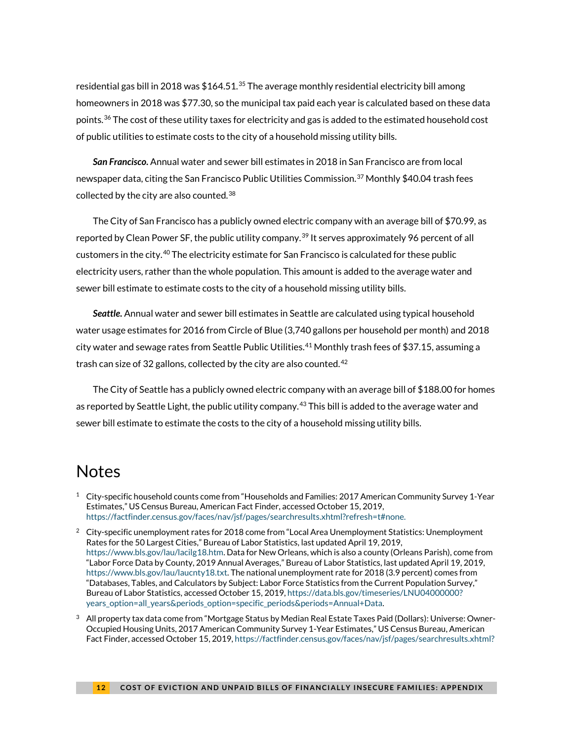residential gas bill in 2018 was $164.51.[35] The average monthly residential electricity bill among homeowners in 2018 was $77.30, so the municipal tax paid each year is calculated based on these data points.[36] The cost of these utility taxes for electricity and gas is added to the estimated household cost of public utilities to estimate costs to the city of a household missing utility bills.

***San Francisco.*** Annual water and sewer bill estimates in 2018 in San Francisco are from local newspaper data, citing the San Francisco Public Utilities Commission.[37] Monthly $40.04 trash fees collected by the city are also counted.[38]

The City of San Francisco has a publicly owned electric company with an average bill of $70.99, as reported by Clean Power SF, the public utility company.[39] It serves approximately 96 percent of all customers in the city.[40] The electricity estimate for San Francisco is calculated for these public electricity users, rather than the whole population. This amount is added to the average water and sewer bill estimate to estimate costs to the city of a household missing utility bills.

***Seattle.*** Annual water and sewer bill estimates in Seattle are calculated using typical household water usage estimates for 2016 from Circle of Blue (3,740 gallons per household per month) and 2018 city water and sewage rates from Seattle Public Utilities.[41] Monthly trash fees of $37.15, assuming a trash can size of 32 gallons, collected by the city are also counted.[42]

The City of Seattle has a publicly owned electric company with an average bill of $188.00 for homes as reported by Seattle Light, the public utility company.[43] This bill is added to the average water and sewer bill estimate to estimate the costs to the city of a household missing utility bills.

# Notes

1. City-specific household counts come from "Households and Families: 2017 American Community Survey 1-Year Estimates," US Census Bureau, American Fact Finder, accessed October 15, 2019, https://factfinder.census.gov/faces/nav/jsf/pages/searchresults.xhtml?refresh=t#none.

2. City-specific unemployment rates for 2018 come from "Local Area Unemployment Statistics: Unemployment Rates for the 50 Largest Cities," Bureau of Labor Statistics, last updated April 19, 2019, https://www.bls.gov/lau/lacilg18.htm. Data for New Orleans, which is also a county (Orleans Parish), come from "Labor Force Data by County, 2019 Annual Averages," Bureau of Labor Statistics, last updated April 19, 2019, https://www.bls.gov/lau/laucnty18.txt. The national unemployment rate for 2018 (3.9 percent) comes from "Databases, Tables, and Calculators by Subject: Labor Force Statistics from the Current Population Survey," Bureau of Labor Statistics, accessed October 15, 2019, https://data.bls.gov/timeseries/LNU04000000?years_option=all_years&periods_option=specific_periods&periods=Annual+Data.

3. All property tax data come from "Mortgage Status by Median Real Estate Taxes Paid (Dollars): Universe: Owner-Occupied Housing Units, 2017 American Community Survey 1-Year Estimates," US Census Bureau, American Fact Finder, accessed October 15, 2019, https://factfinder.census.gov/faces/nav/jsf/pages/searchresults.xhtml?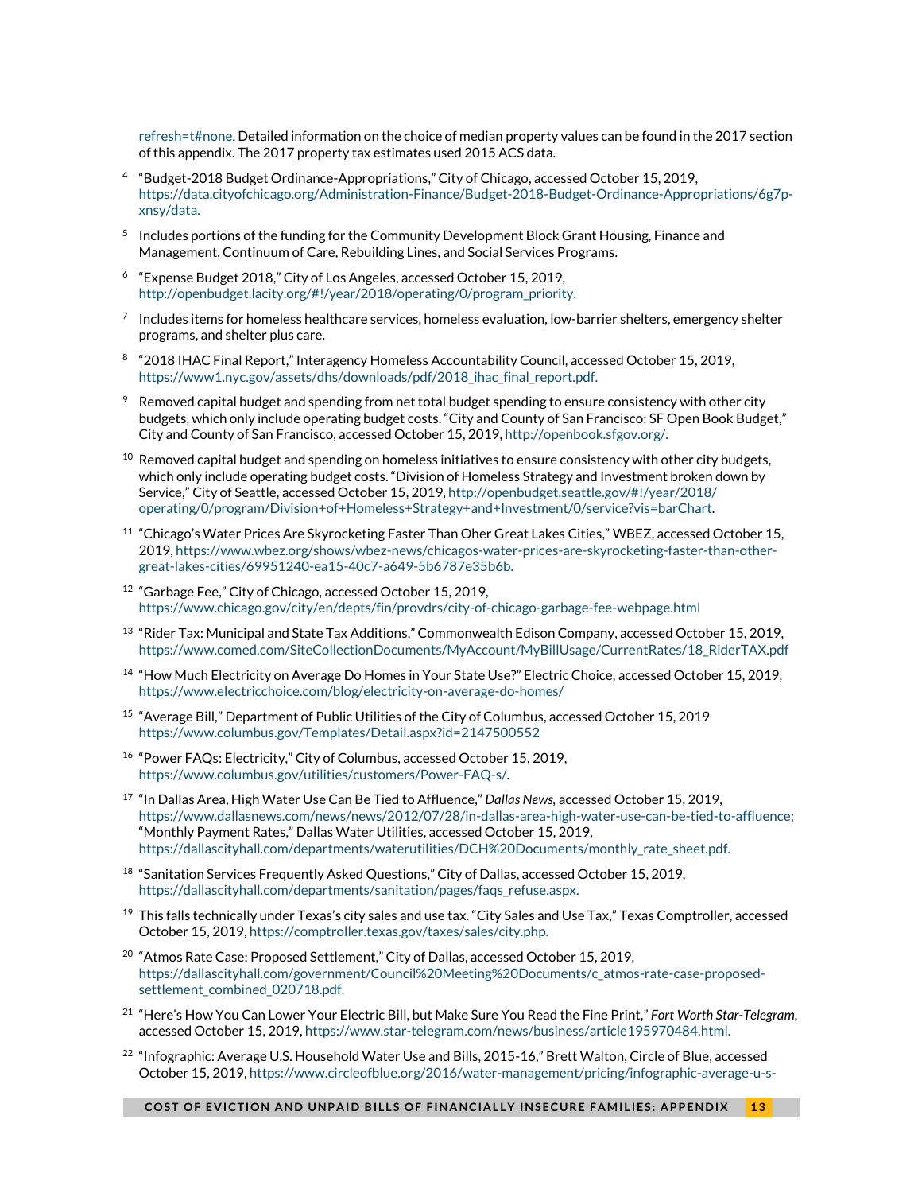refresh=t#none. Detailed information on the choice of median property values can be found in the 2017 section of this appendix. The 2017 property tax estimates used 2015 ACS data.

4. "Budget-2018 Budget Ordinance-Appropriations," City of Chicago, accessed October 15, 2019, https://data.cityofchicago.org/Administration-Finance/Budget-2018-Budget-Ordinance-Appropriations/6g7p-xnsy/data.

5. Includes portions of the funding for the Community Development Block Grant Housing, Finance and Management, Continuum of Care, Rebuilding Lines, and Social Services Programs.

6. "Expense Budget 2018," City of Los Angeles, accessed October 15, 2019, http://openbudget.lacity.org/#!/year/2018/operating/0/program_priority.

7. Includes items for homeless healthcare services, homeless evaluation, low-barrier shelters, emergency shelter programs, and shelter plus care.

8. "2018 IHAC Final Report," Interagency Homeless Accountability Council, accessed October 15, 2019, https://www1.nyc.gov/assets/dhs/downloads/pdf/2018_ihac_final_report.pdf.

9. Removed capital budget and spending from net total budget spending to ensure consistency with other city budgets, which only include operating budget costs. "City and County of San Francisco: SF Open Book Budget," City and County of San Francisco, accessed October 15, 2019, http://openbook.sfgov.org/.

10. Removed capital budget and spending on homeless initiatives to ensure consistency with other city budgets, which only include operating budget costs. "Division of Homeless Strategy and Investment broken down by Service," City of Seattle, accessed October 15, 2019, http://openbudget.seattle.gov/#!/year/2018/operating/0/program/Division+of+Homeless+Strategy+and+Investment/0/service?vis=barChart.

11. "Chicago's Water Prices Are Skyrocketing Faster Than Oher Great Lakes Cities," WBEZ, accessed October 15, 2019, https://www.wbez.org/shows/wbez-news/chicagos-water-prices-are-skyrocketing-faster-than-other-great-lakes-cities/69951240-ea15-40c7-a649-5b6787e35b6b.

12. "Garbage Fee," City of Chicago, accessed October 15, 2019, https://www.chicago.gov/city/en/depts/fin/provdrs/city-of-chicago-garbage-fee-webpage.html

13. "Rider Tax: Municipal and State Tax Additions," Commonwealth Edison Company, accessed October 15, 2019, https://www.comed.com/SiteCollectionDocuments/MyAccount/MyBillUsage/CurrentRates/18_RiderTAX.pdf

14. "How Much Electricity on Average Do Homes in Your State Use?" Electric Choice, accessed October 15, 2019, https://www.electricchoice.com/blog/electricity-on-average-do-homes/

15. "Average Bill," Department of Public Utilities of the City of Columbus, accessed October 15, 2019 https://www.columbus.gov/Templates/Detail.aspx?id=2147500552

16. "Power FAQs: Electricity," City of Columbus, accessed October 15, 2019, https://www.columbus.gov/utilities/customers/Power-FAQ-s/.

17. "In Dallas Area, High Water Use Can Be Tied to Affluence," *Dallas News*, accessed October 15, 2019, https://www.dallasnews.com/news/news/2012/07/28/in-dallas-area-high-water-use-can-be-tied-to-affluence; "Monthly Payment Rates," Dallas Water Utilities, accessed October 15, 2019, https://dallascityhall.com/departments/waterutilities/DCH%20Documents/monthly_rate_sheet.pdf.

18. "Sanitation Services Frequently Asked Questions," City of Dallas, accessed October 15, 2019, https://dallascityhall.com/departments/sanitation/pages/faqs_refuse.aspx.

19. This falls technically under Texas's city sales and use tax. "City Sales and Use Tax," Texas Comptroller, accessed October 15, 2019, https://comptroller.texas.gov/taxes/sales/city.php.

20. "Atmos Rate Case: Proposed Settlement," City of Dallas, accessed October 15, 2019, https://dallascityhall.com/government/Council%20Meeting%20Documents/c_atmos-rate-case-proposed-settlement_combined_020718.pdf.

21. "Here's How You Can Lower Your Electric Bill, but Make Sure You Read the Fine Print," *Fort Worth Star-Telegram*, accessed October 15, 2019, https://www.star-telegram.com/news/business/article195970484.html.

22. "Infographic: Average U.S. Household Water Use and Bills, 2015-16," Brett Walton, Circle of Blue, accessed October 15, 2019, https://www.circleofblue.org/2016/water-management/pricing/infographic-average-u-s-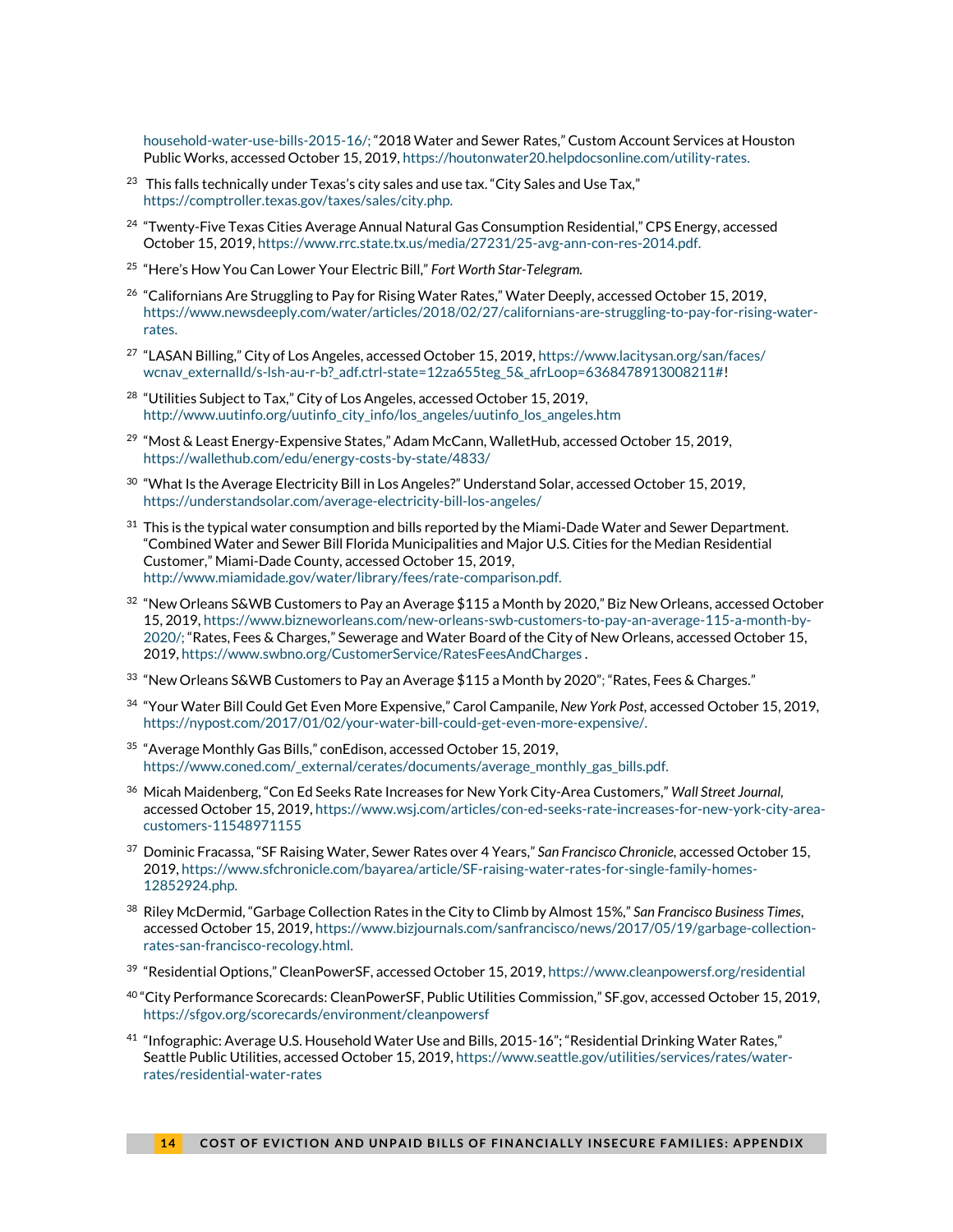household-water-use-bills-2015-16/; "2018 Water and Sewer Rates," Custom Account Services at Houston Public Works, accessed October 15, 2019, https://houtonwater20.helpdocsonline.com/utility-rates.

[23] This falls technically under Texas's city sales and use tax. "City Sales and Use Tax," https://comptroller.texas.gov/taxes/sales/city.php.

[24] "Twenty-Five Texas Cities Average Annual Natural Gas Consumption Residential," CPS Energy, accessed October 15, 2019, https://www.rrc.state.tx.us/media/27231/25-avg-ann-con-res-2014.pdf.

[25] "Here's How You Can Lower Your Electric Bill," *Fort Worth Star-Telegram*.

[26] "Californians Are Struggling to Pay for Rising Water Rates," Water Deeply, accessed October 15, 2019, https://www.newsdeeply.com/water/articles/2018/02/27/californians-are-struggling-to-pay-for-rising-water-rates.

[27] "LASAN Billing," City of Los Angeles, accessed October 15, 2019, https://www.lacitysan.org/san/faces/wcnav_externalId/s-lsh-au-r-b?_adf.ctrl-state=12za655teg_5&_afrLoop=6368478913008211#!

[28] "Utilities Subject to Tax," City of Los Angeles, accessed October 15, 2019, http://www.uutinfo.org/uutinfo_city_info/los_angeles/uutinfo_los_angeles.htm

[29] "Most & Least Energy-Expensive States," Adam McCann, WalletHub, accessed October 15, 2019, https://wallethub.com/edu/energy-costs-by-state/4833/

[30] "What Is the Average Electricity Bill in Los Angeles?" Understand Solar, accessed October 15, 2019, https://understandsolar.com/average-electricity-bill-los-angeles/

[31] This is the typical water consumption and bills reported by the Miami-Dade Water and Sewer Department. "Combined Water and Sewer Bill Florida Municipalities and Major U.S. Cities for the Median Residential Customer," Miami-Dade County, accessed October 15, 2019, http://www.miamidade.gov/water/library/fees/rate-comparison.pdf.

[32] "New Orleans S&WB Customers to Pay an Average $115 a Month by 2020," Biz New Orleans, accessed October 15, 2019, https://www.bizneworleans.com/new-orleans-swb-customers-to-pay-an-average-115-a-month-by-2020/; "Rates, Fees & Charges," Sewerage and Water Board of the City of New Orleans, accessed October 15, 2019, https://www.swbno.org/CustomerService/RatesFeesAndCharges .

[33] "New Orleans S&WB Customers to Pay an Average $115 a Month by 2020"; "Rates, Fees & Charges."

[34] "Your Water Bill Could Get Even More Expensive," Carol Campanile, *New York Post*, accessed October 15, 2019, https://nypost.com/2017/01/02/your-water-bill-could-get-even-more-expensive/.

[35] "Average Monthly Gas Bills," conEdison, accessed October 15, 2019, https://www.coned.com/_external/cerates/documents/average_monthly_gas_bills.pdf.

[36] Micah Maidenberg, "Con Ed Seeks Rate Increases for New York City-Area Customers," *Wall Street Journal*, accessed October 15, 2019, https://www.wsj.com/articles/con-ed-seeks-rate-increases-for-new-york-city-area-customers-11548971155

[37] Dominic Fracassa, "SF Raising Water, Sewer Rates over 4 Years," *San Francisco Chronicle*, accessed October 15, 2019, https://www.sfchronicle.com/bayarea/article/SF-raising-water-rates-for-single-family-homes-12852924.php.

[38] Riley McDermid, "Garbage Collection Rates in the City to Climb by Almost 15%," *San Francisco Business Times*, accessed October 15, 2019, https://www.bizjournals.com/sanfrancisco/news/2017/05/19/garbage-collection-rates-san-francisco-recology.html.

[39] "Residential Options," CleanPowerSF, accessed October 15, 2019, https://www.cleanpowersf.org/residential

[40] "City Performance Scorecards: CleanPowerSF, Public Utilities Commission," SF.gov, accessed October 15, 2019, https://sfgov.org/scorecards/environment/cleanpowersf

[41] "Infographic: Average U.S. Household Water Use and Bills, 2015-16"; "Residential Drinking Water Rates," Seattle Public Utilities, accessed October 15, 2019, https://www.seattle.gov/utilities/services/rates/water-rates/residential-water-rates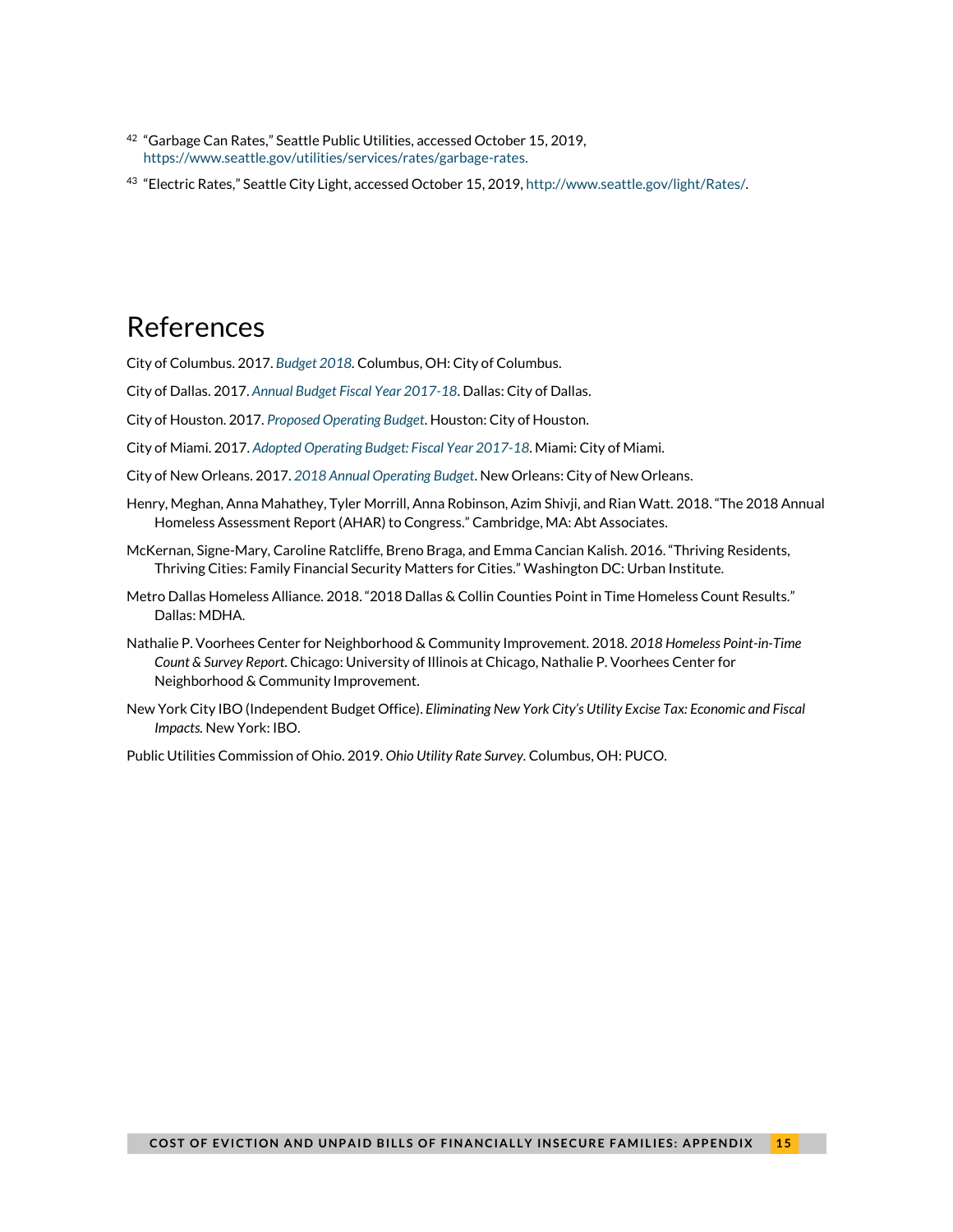[42] "Garbage Can Rates," Seattle Public Utilities, accessed October 15, 2019, https://www.seattle.gov/utilities/services/rates/garbage-rates.

[43] "Electric Rates," Seattle City Light, accessed October 15, 2019, http://www.seattle.gov/light/Rates/.

# References

City of Columbus. 2017. *Budget 2018*. Columbus, OH: City of Columbus.

City of Dallas. 2017. *Annual Budget Fiscal Year 2017-18*. Dallas: City of Dallas.

City of Houston. 2017. *Proposed Operating Budget*. Houston: City of Houston.

City of Miami. 2017. *Adopted Operating Budget: Fiscal Year 2017-18*. Miami: City of Miami.

City of New Orleans. 2017. *2018 Annual Operating Budget*. New Orleans: City of New Orleans.

Henry, Meghan, Anna Mahathey, Tyler Morrill, Anna Robinson, Azim Shivji, and Rian Watt. 2018. "The 2018 Annual Homeless Assessment Report (AHAR) to Congress." Cambridge, MA: Abt Associates.

McKernan, Signe-Mary, Caroline Ratcliffe, Breno Braga, and Emma Cancian Kalish. 2016. "Thriving Residents, Thriving Cities: Family Financial Security Matters for Cities." Washington DC: Urban Institute.

Metro Dallas Homeless Alliance. 2018. "2018 Dallas & Collin Counties Point in Time Homeless Count Results." Dallas: MDHA.

Nathalie P. Voorhees Center for Neighborhood & Community Improvement. 2018. *2018 Homeless Point-in-Time Count & Survey Report.* Chicago: University of Illinois at Chicago, Nathalie P. Voorhees Center for Neighborhood & Community Improvement.

New York City IBO (Independent Budget Office). *Eliminating New York City's Utility Excise Tax: Economic and Fiscal Impacts.* New York: IBO.

Public Utilities Commission of Ohio. 2019. *Ohio Utility Rate Survey*. Columbus, OH: PUCO.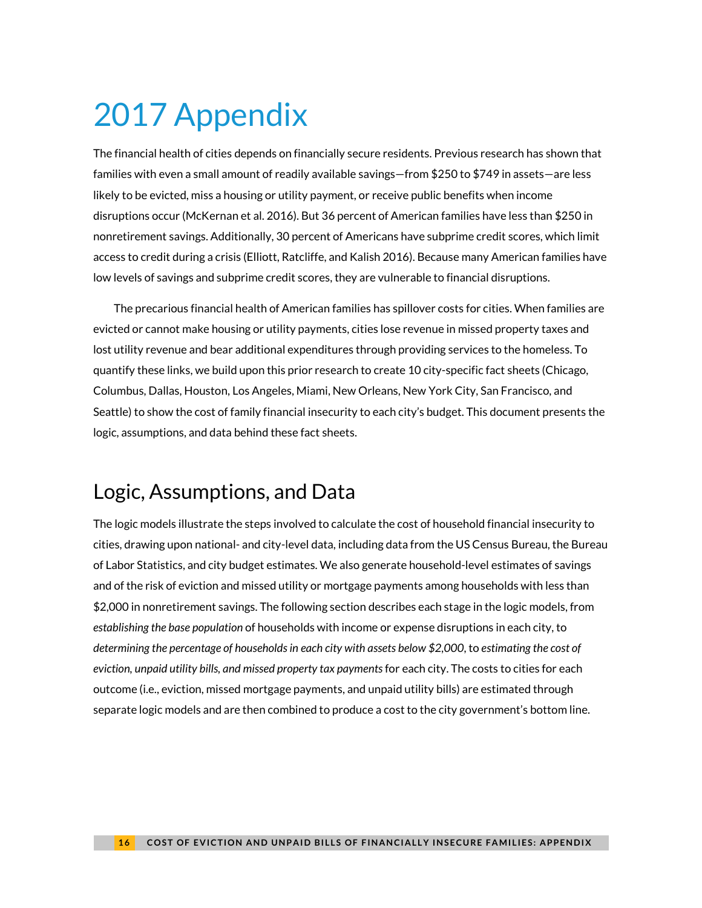# 2017 Appendix

The financial health of cities depends on financially secure residents. Previous research has shown that families with even a small amount of readily available savings—from $250 to $749 in assets—are less likely to be evicted, miss a housing or utility payment, or receive public benefits when income disruptions occur (McKernan et al. 2016). But 36 percent of American families have less than $250 in nonretirement savings. Additionally, 30 percent of Americans have subprime credit scores, which limit access to credit during a crisis (Elliott, Ratcliffe, and Kalish 2016). Because many American families have low levels of savings and subprime credit scores, they are vulnerable to financial disruptions.

The precarious financial health of American families has spillover costs for cities. When families are evicted or cannot make housing or utility payments, cities lose revenue in missed property taxes and lost utility revenue and bear additional expenditures through providing services to the homeless. To quantify these links, we build upon this prior research to create 10 city-specific fact sheets (Chicago, Columbus, Dallas, Houston, Los Angeles, Miami, New Orleans, New York City, San Francisco, and Seattle) to show the cost of family financial insecurity to each city's budget. This document presents the logic, assumptions, and data behind these fact sheets.

## Logic, Assumptions, and Data

The logic models illustrate the steps involved to calculate the cost of household financial insecurity to cities, drawing upon national- and city-level data, including data from the US Census Bureau, the Bureau of Labor Statistics, and city budget estimates. We also generate household-level estimates of savings and of the risk of eviction and missed utility or mortgage payments among households with less than $2,000 in nonretirement savings. The following section describes each stage in the logic models, from *establishing the base population* of households with income or expense disruptions in each city, to *determining the percentage of households in each city with assets below $2,000*, to *estimating the cost of eviction, unpaid utility bills, and missed property tax payments* for each city. The costs to cities for each outcome (i.e., eviction, missed mortgage payments, and unpaid utility bills) are estimated through separate logic models and are then combined to produce a cost to the city government's bottom line.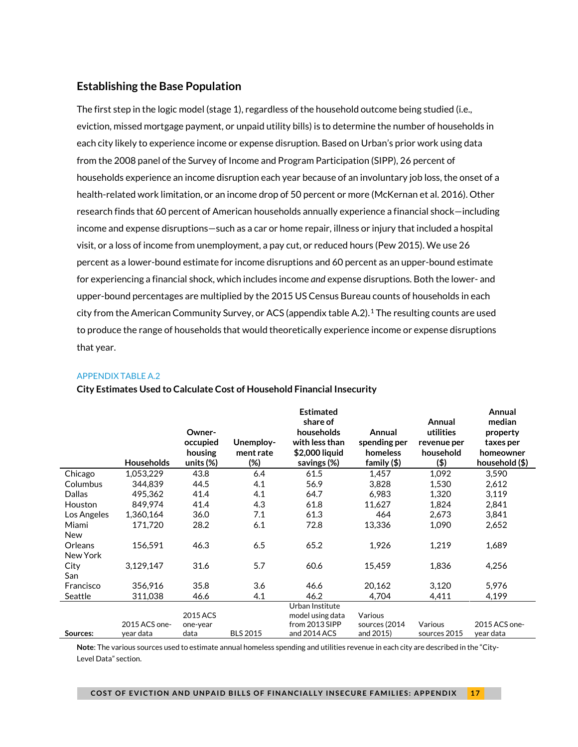## Establishing the Base Population

The first step in the logic model (stage 1), regardless of the household outcome being studied (i.e., eviction, missed mortgage payment, or unpaid utility bills) is to determine the number of households in each city likely to experience income or expense disruption. Based on Urban's prior work using data from the 2008 panel of the Survey of Income and Program Participation (SIPP), 26 percent of households experience an income disruption each year because of an involuntary job loss, the onset of a health-related work limitation, or an income drop of 50 percent or more (McKernan et al. 2016). Other research finds that 60 percent of American households annually experience a financial shock—including income and expense disruptions—such as a car or home repair, illness or injury that included a hospital visit, or a loss of income from unemployment, a pay cut, or reduced hours (Pew 2015). We use 26 percent as a lower-bound estimate for income disruptions and 60 percent as an upper-bound estimate for experiencing a financial shock, which includes income *and* expense disruptions. Both the lower- and upper-bound percentages are multiplied by the 2015 US Census Bureau counts of households in each city from the American Community Survey, or ACS (appendix table A.2).[1] The resulting counts are used to produce the range of households that would theoretically experience income or expense disruptions that year.

APPENDIX TABLE A.2

**City Estimates Used to Calculate Cost of Household Financial Insecurity**

| | Households | Owner-occupied housing units (%) | Unemployment rate (%) | Estimated share of households with less than $2,000 liquid savings (%) | Annual spending per homeless family ($) | Annual utilities revenue per household ($) | Annual median property taxes per homeowner household ($) |
|---|---|---|---|---|---|---|---|
| Chicago | 1,053,229 | 43.8 | 6.4 | 61.5 | 1,457 | 1,092 | 3,590 |
| Columbus | 344,839 | 44.5 | 4.1 | 56.9 | 3,828 | 1,530 | 2,612 |
| Dallas | 495,362 | 41.4 | 4.1 | 64.7 | 6,983 | 1,320 | 3,119 |
| Houston | 849,974 | 41.4 | 4.3 | 61.8 | 11,627 | 1,824 | 2,841 |
| Los Angeles | 1,360,164 | 36.0 | 7.1 | 61.3 | 464 | 2,673 | 3,841 |
| Miami | 171,720 | 28.2 | 6.1 | 72.8 | 13,336 | 1,090 | 2,652 |
| New Orleans | 156,591 | 46.3 | 6.5 | 65.2 | 1,926 | 1,219 | 1,689 |
| New York City | 3,129,147 | 31.6 | 5.7 | 60.6 | 15,459 | 1,836 | 4,256 |
| San Francisco | 356,916 | 35.8 | 3.6 | 46.6 | 20,162 | 3,120 | 5,976 |
| Seattle | 311,038 | 46.6 | 4.1 | 46.2 | 4,704 | 4,411 | 4,199 |
| **Sources:** | 2015 ACS one-year data | 2015 ACS one-year data | BLS 2015 | Urban Institute model using data from 2013 SIPP and 2014 ACS | Various sources (2014 and 2015) | Various sources 2015 | 2015 ACS one-year data |

**Note**: The various sources used to estimate annual homeless spending and utilities revenue in each city are described in the "City-Level Data" section.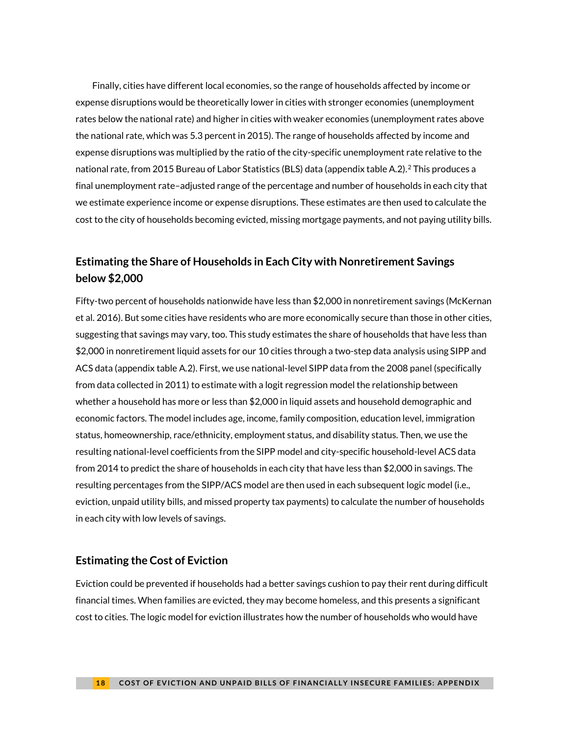Finally, cities have different local economies, so the range of households affected by income or expense disruptions would be theoretically lower in cities with stronger economies (unemployment rates below the national rate) and higher in cities with weaker economies (unemployment rates above the national rate, which was 5.3 percent in 2015). The range of households affected by income and expense disruptions was multiplied by the ratio of the city-specific unemployment rate relative to the national rate, from 2015 Bureau of Labor Statistics (BLS) data (appendix table A.2).[2] This produces a final unemployment rate–adjusted range of the percentage and number of households in each city that we estimate experience income or expense disruptions. These estimates are then used to calculate the cost to the city of households becoming evicted, missing mortgage payments, and not paying utility bills.

## Estimating the Share of Households in Each City with Nonretirement Savings below $2,000

Fifty-two percent of households nationwide have less than $2,000 in nonretirement savings (McKernan et al. 2016). But some cities have residents who are more economically secure than those in other cities, suggesting that savings may vary, too. This study estimates the share of households that have less than $2,000 in nonretirement liquid assets for our 10 cities through a two-step data analysis using SIPP and ACS data (appendix table A.2). First, we use national-level SIPP data from the 2008 panel (specifically from data collected in 2011) to estimate with a logit regression model the relationship between whether a household has more or less than $2,000 in liquid assets and household demographic and economic factors. The model includes age, income, family composition, education level, immigration status, homeownership, race/ethnicity, employment status, and disability status. Then, we use the resulting national-level coefficients from the SIPP model and city-specific household-level ACS data from 2014 to predict the share of households in each city that have less than $2,000 in savings. The resulting percentages from the SIPP/ACS model are then used in each subsequent logic model (i.e., eviction, unpaid utility bills, and missed property tax payments) to calculate the number of households in each city with low levels of savings.

## Estimating the Cost of Eviction

Eviction could be prevented if households had a better savings cushion to pay their rent during difficult financial times. When families are evicted, they may become homeless, and this presents a significant cost to cities. The logic model for eviction illustrates how the number of households who would have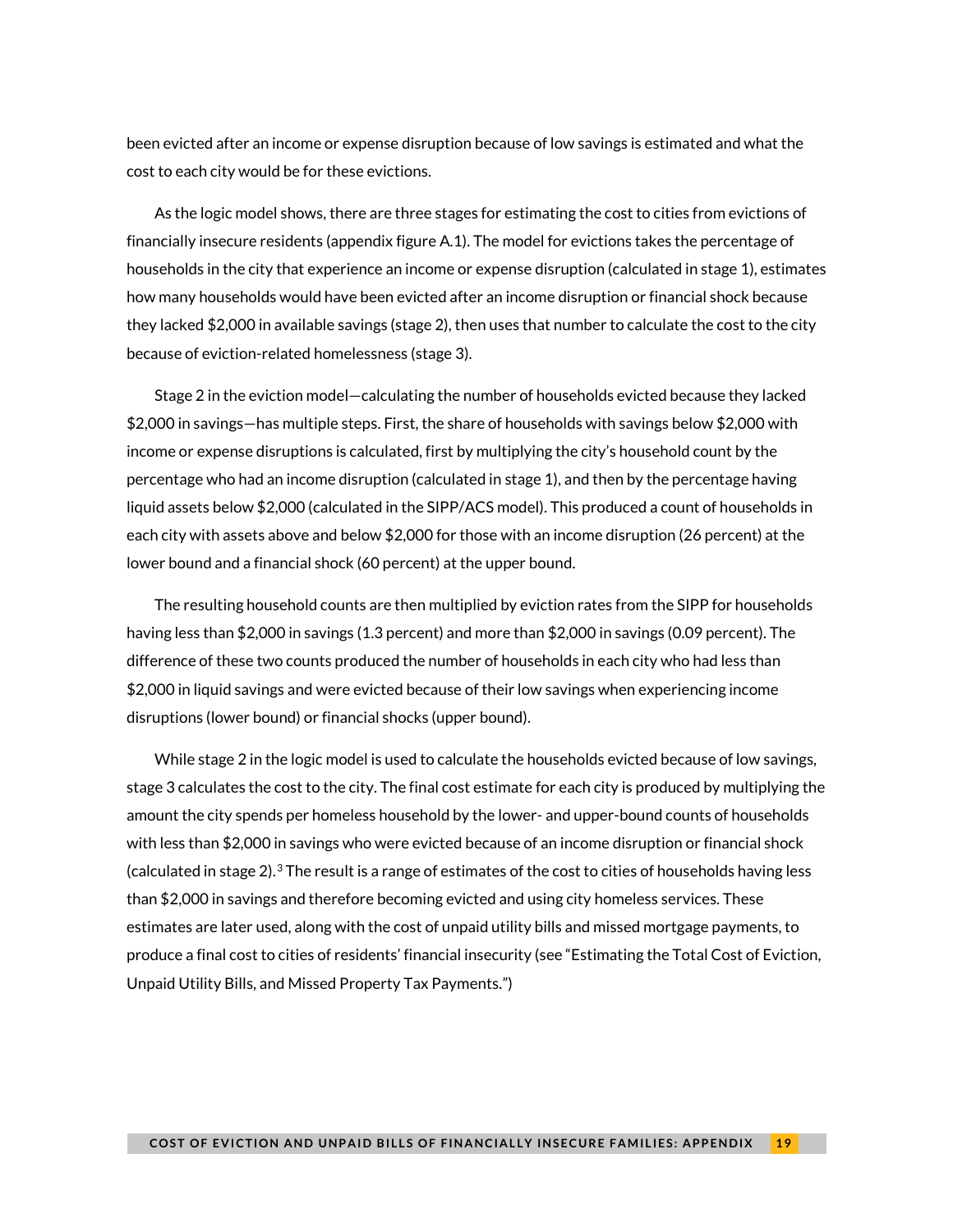been evicted after an income or expense disruption because of low savings is estimated and what the cost to each city would be for these evictions.

As the logic model shows, there are three stages for estimating the cost to cities from evictions of financially insecure residents (appendix figure A.1). The model for evictions takes the percentage of households in the city that experience an income or expense disruption (calculated in stage 1), estimates how many households would have been evicted after an income disruption or financial shock because they lacked $2,000 in available savings (stage 2), then uses that number to calculate the cost to the city because of eviction-related homelessness (stage 3).

Stage 2 in the eviction model—calculating the number of households evicted because they lacked $2,000 in savings—has multiple steps. First, the share of households with savings below $2,000 with income or expense disruptions is calculated, first by multiplying the city's household count by the percentage who had an income disruption (calculated in stage 1), and then by the percentage having liquid assets below $2,000 (calculated in the SIPP/ACS model). This produced a count of households in each city with assets above and below $2,000 for those with an income disruption (26 percent) at the lower bound and a financial shock (60 percent) at the upper bound.

The resulting household counts are then multiplied by eviction rates from the SIPP for households having less than $2,000 in savings (1.3 percent) and more than $2,000 in savings (0.09 percent). The difference of these two counts produced the number of households in each city who had less than $2,000 in liquid savings and were evicted because of their low savings when experiencing income disruptions (lower bound) or financial shocks (upper bound).

While stage 2 in the logic model is used to calculate the households evicted because of low savings, stage 3 calculates the cost to the city. The final cost estimate for each city is produced by multiplying the amount the city spends per homeless household by the lower- and upper-bound counts of households with less than $2,000 in savings who were evicted because of an income disruption or financial shock (calculated in stage 2).[3] The result is a range of estimates of the cost to cities of households having less than $2,000 in savings and therefore becoming evicted and using city homeless services. These estimates are later used, along with the cost of unpaid utility bills and missed mortgage payments, to produce a final cost to cities of residents' financial insecurity (see "Estimating the Total Cost of Eviction, Unpaid Utility Bills, and Missed Property Tax Payments.")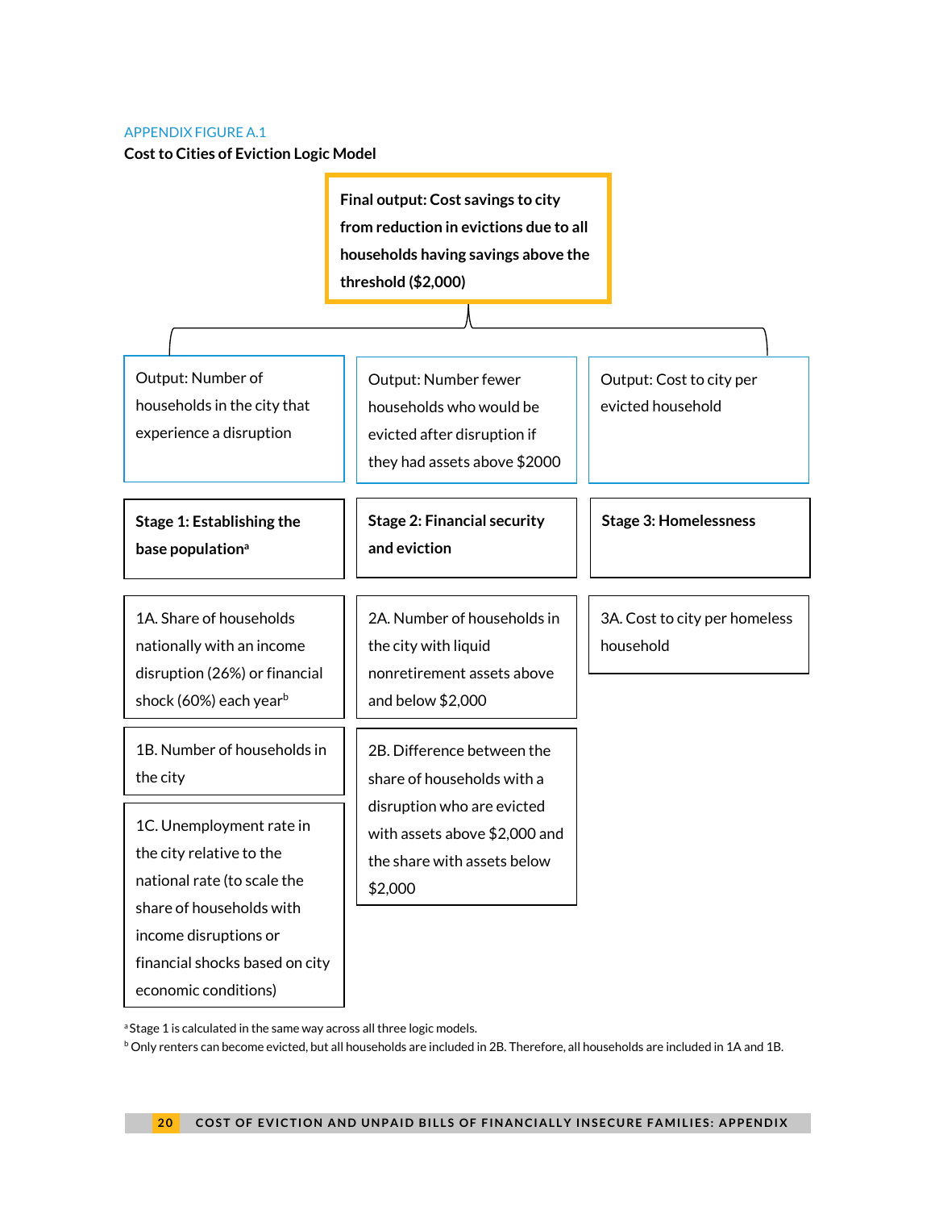APPENDIX FIGURE A.1

**Cost to Cities of Eviction Logic Model**

**Final output: Cost savings to city from reduction in evictions due to all households having savings above the threshold ($2,000)**

| Output: Number of households in the city that experience a disruption | Output: Number fewer households who would be evicted after disruption if they had assets above $2000 | Output: Cost to city per evicted household |
|---|---|---|
| **Stage 1: Establishing the base population[a]** | **Stage 2: Financial security and eviction** | **Stage 3: Homelessness** |
| 1A. Share of households nationally with an income disruption (26%) or financial shock (60%) each year[b] | 2A. Number of households in the city with liquid nonretirement assets above and below $2,000 | 3A. Cost to city per homeless household |
| 1B. Number of households in the city | 2B. Difference between the share of households with a disruption who are evicted with assets above $2,000 and the share with assets below $2,000 | |
| 1C. Unemployment rate in the city relative to the national rate (to scale the share of households with income disruptions or financial shocks based on city economic conditions) | | |

[a] Stage 1 is calculated in the same way across all three logic models.

[b] Only renters can become evicted, but all households are included in 2B. Therefore, all households are included in 1A and 1B.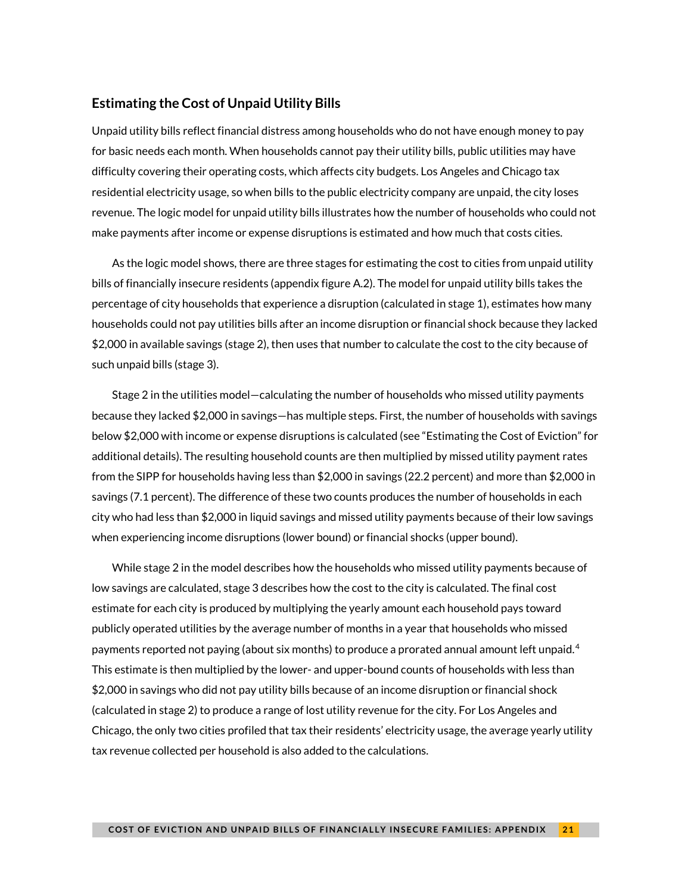## Estimating the Cost of Unpaid Utility Bills

Unpaid utility bills reflect financial distress among households who do not have enough money to pay for basic needs each month. When households cannot pay their utility bills, public utilities may have difficulty covering their operating costs, which affects city budgets. Los Angeles and Chicago tax residential electricity usage, so when bills to the public electricity company are unpaid, the city loses revenue. The logic model for unpaid utility bills illustrates how the number of households who could not make payments after income or expense disruptions is estimated and how much that costs cities.

As the logic model shows, there are three stages for estimating the cost to cities from unpaid utility bills of financially insecure residents (appendix figure A.2). The model for unpaid utility bills takes the percentage of city households that experience a disruption (calculated in stage 1), estimates how many households could not pay utilities bills after an income disruption or financial shock because they lacked $2,000 in available savings (stage 2), then uses that number to calculate the cost to the city because of such unpaid bills (stage 3).

Stage 2 in the utilities model—calculating the number of households who missed utility payments because they lacked $2,000 in savings—has multiple steps. First, the number of households with savings below $2,000 with income or expense disruptions is calculated (see "Estimating the Cost of Eviction" for additional details). The resulting household counts are then multiplied by missed utility payment rates from the SIPP for households having less than $2,000 in savings (22.2 percent) and more than $2,000 in savings (7.1 percent). The difference of these two counts produces the number of households in each city who had less than $2,000 in liquid savings and missed utility payments because of their low savings when experiencing income disruptions (lower bound) or financial shocks (upper bound).

While stage 2 in the model describes how the households who missed utility payments because of low savings are calculated, stage 3 describes how the cost to the city is calculated. The final cost estimate for each city is produced by multiplying the yearly amount each household pays toward publicly operated utilities by the average number of months in a year that households who missed payments reported not paying (about six months) to produce a prorated annual amount left unpaid.[4] This estimate is then multiplied by the lower- and upper-bound counts of households with less than $2,000 in savings who did not pay utility bills because of an income disruption or financial shock (calculated in stage 2) to produce a range of lost utility revenue for the city. For Los Angeles and Chicago, the only two cities profiled that tax their residents' electricity usage, the average yearly utility tax revenue collected per household is also added to the calculations.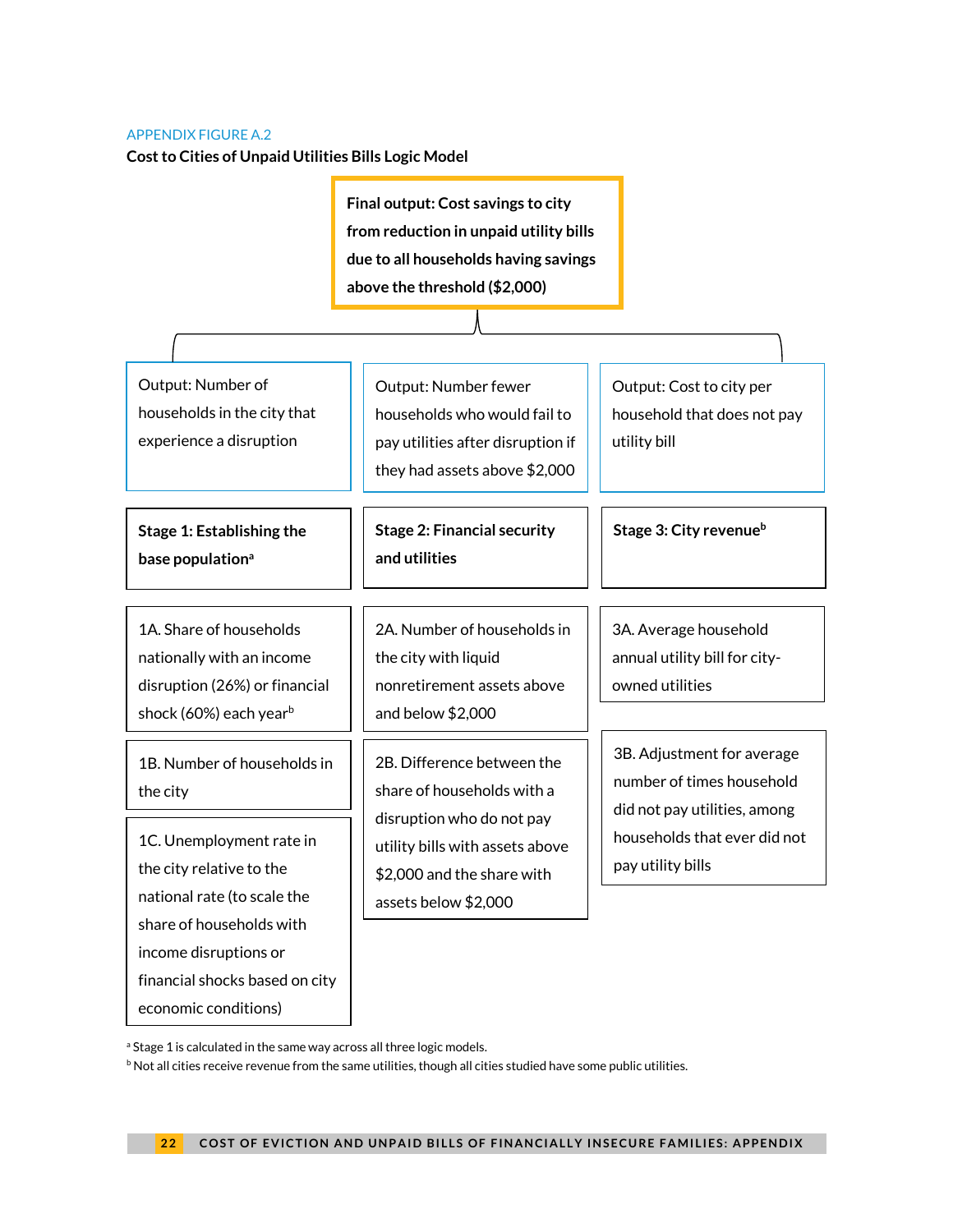APPENDIX FIGURE A.2

**Cost to Cities of Unpaid Utilities Bills Logic Model**

**Final output: Cost savings to city from reduction in unpaid utility bills due to all households having savings above the threshold ($2,000)**

| Output: Number of households in the city that experience a disruption | Output: Number fewer households who would fail to pay utilities after disruption if they had assets above $2,000 | Output: Cost to city per household that does not pay utility bill |
|---|---|---|
| **Stage 1: Establishing the base population**[a] | **Stage 2: Financial security and utilities** | **Stage 3: City revenue**[b] |
| 1A. Share of households nationally with an income disruption (26%) or financial shock (60%) each year[b] | 2A. Number of households in the city with liquid nonretirement assets above and below $2,000 | 3A. Average household annual utility bill for city-owned utilities |
| 1B. Number of households in the city | 2B. Difference between the share of households with a disruption who do not pay utility bills with assets above $2,000 and the share with assets below $2,000 | 3B. Adjustment for average number of times household did not pay utilities, among households that ever did not pay utility bills |
| 1C. Unemployment rate in the city relative to the national rate (to scale the share of households with income disruptions or financial shocks based on city economic conditions) | | |

[a] Stage 1 is calculated in the same way across all three logic models.

[b] Not all cities receive revenue from the same utilities, though all cities studied have some public utilities.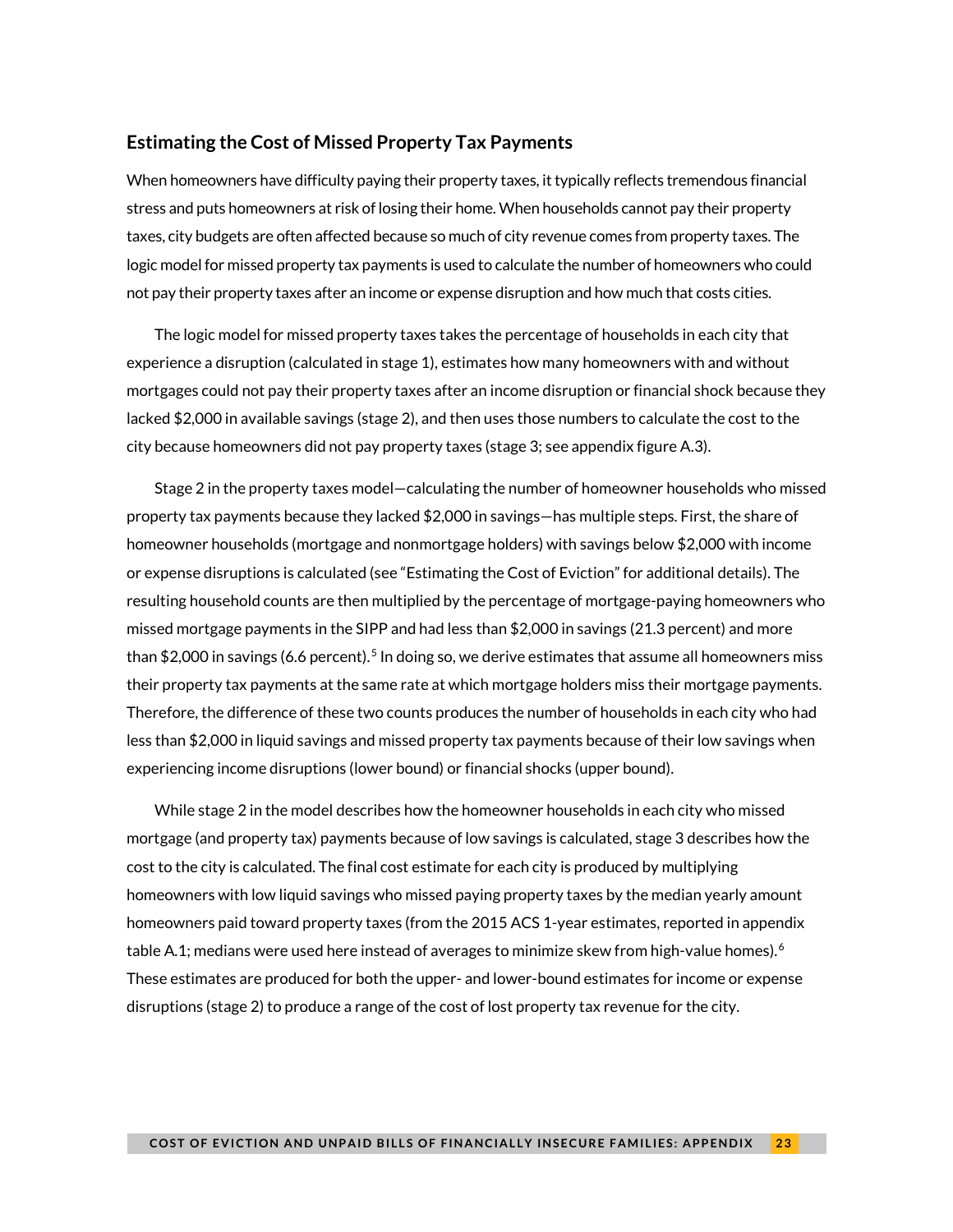### Estimating the Cost of Missed Property Tax Payments

When homeowners have difficulty paying their property taxes, it typically reflects tremendous financial stress and puts homeowners at risk of losing their home. When households cannot pay their property taxes, city budgets are often affected because so much of city revenue comes from property taxes. The logic model for missed property tax payments is used to calculate the number of homeowners who could not pay their property taxes after an income or expense disruption and how much that costs cities.

The logic model for missed property taxes takes the percentage of households in each city that experience a disruption (calculated in stage 1), estimates how many homeowners with and without mortgages could not pay their property taxes after an income disruption or financial shock because they lacked $2,000 in available savings (stage 2), and then uses those numbers to calculate the cost to the city because homeowners did not pay property taxes (stage 3; see appendix figure A.3).

Stage 2 in the property taxes model—calculating the number of homeowner households who missed property tax payments because they lacked $2,000 in savings—has multiple steps. First, the share of homeowner households (mortgage and nonmortgage holders) with savings below $2,000 with income or expense disruptions is calculated (see "Estimating the Cost of Eviction" for additional details). The resulting household counts are then multiplied by the percentage of mortgage-paying homeowners who missed mortgage payments in the SIPP and had less than $2,000 in savings (21.3 percent) and more than $2,000 in savings (6.6 percent).[5] In doing so, we derive estimates that assume all homeowners miss their property tax payments at the same rate at which mortgage holders miss their mortgage payments. Therefore, the difference of these two counts produces the number of households in each city who had less than $2,000 in liquid savings and missed property tax payments because of their low savings when experiencing income disruptions (lower bound) or financial shocks (upper bound).

While stage 2 in the model describes how the homeowner households in each city who missed mortgage (and property tax) payments because of low savings is calculated, stage 3 describes how the cost to the city is calculated. The final cost estimate for each city is produced by multiplying homeowners with low liquid savings who missed paying property taxes by the median yearly amount homeowners paid toward property taxes (from the 2015 ACS 1-year estimates, reported in appendix table A.1; medians were used here instead of averages to minimize skew from high-value homes).[6] These estimates are produced for both the upper- and lower-bound estimates for income or expense disruptions (stage 2) to produce a range of the cost of lost property tax revenue for the city.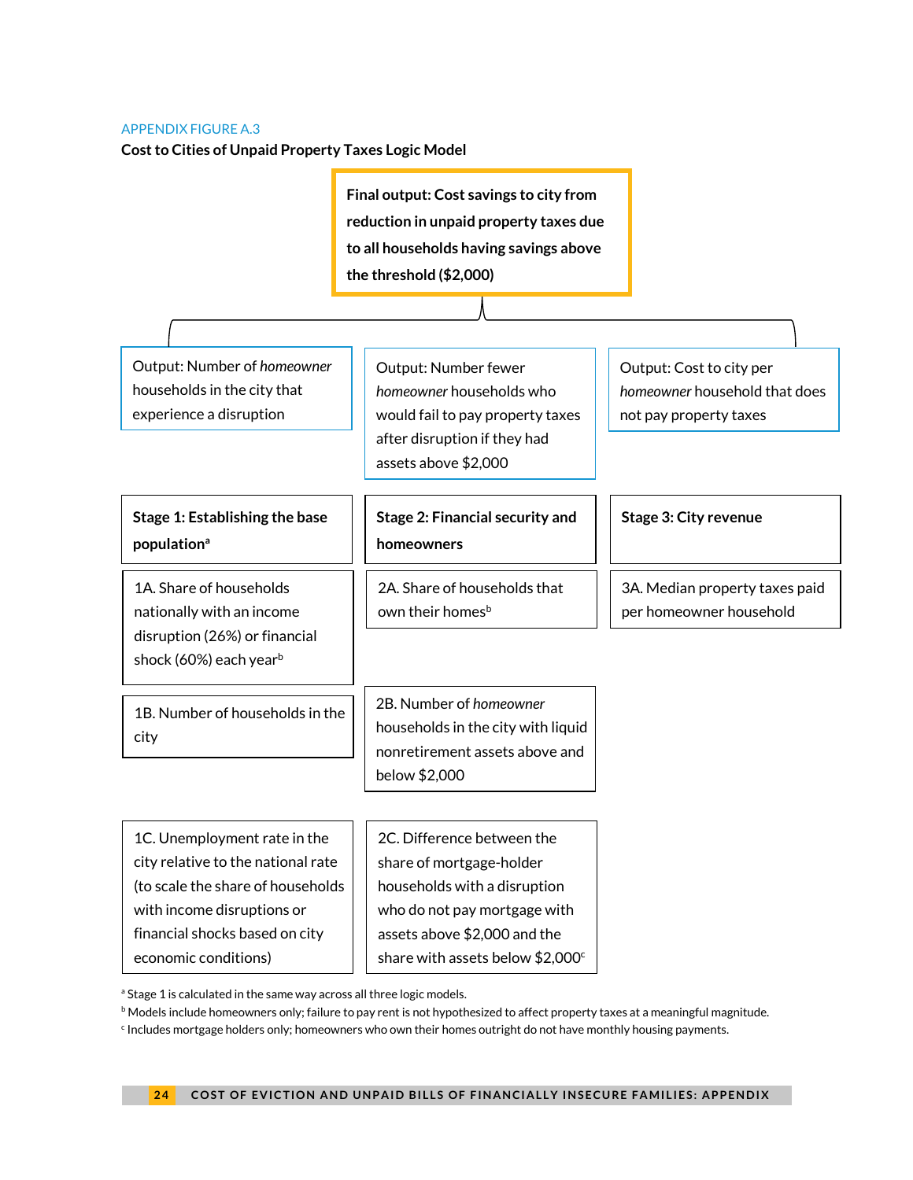APPENDIX FIGURE A.3

**Cost to Cities of Unpaid Property Taxes Logic Model**

**Final output: Cost savings to city from reduction in unpaid property taxes due to all households having savings above the threshold ($2,000)**

| Output: Number of *homeowner* households in the city that experience a disruption | Output: Number fewer *homeowner* households who would fail to pay property taxes after disruption if they had assets above $2,000 | Output: Cost to city per *homeowner* household that does not pay property taxes |
|---|---|---|
| **Stage 1: Establishing the base population**[a] | **Stage 2: Financial security and homeowners** | **Stage 3: City revenue** |
| 1A. Share of households nationally with an income disruption (26%) or financial shock (60%) each year[b] | 2A. Share of households that own their homes[b] | 3A. Median property taxes paid per homeowner household |
| 1B. Number of households in the city | 2B. Number of *homeowner* households in the city with liquid nonretirement assets above and below $2,000 | |
| 1C. Unemployment rate in the city relative to the national rate (to scale the share of households with income disruptions or financial shocks based on city economic conditions) | 2C. Difference between the share of mortgage-holder households with a disruption who do not pay mortgage with assets above $2,000 and the share with assets below $2,000[c] | |

[a] Stage 1 is calculated in the same way across all three logic models.
[b] Models include homeowners only; failure to pay rent is not hypothesized to affect property taxes at a meaningful magnitude.
[c] Includes mortgage holders only; homeowners who own their homes outright do not have monthly housing payments.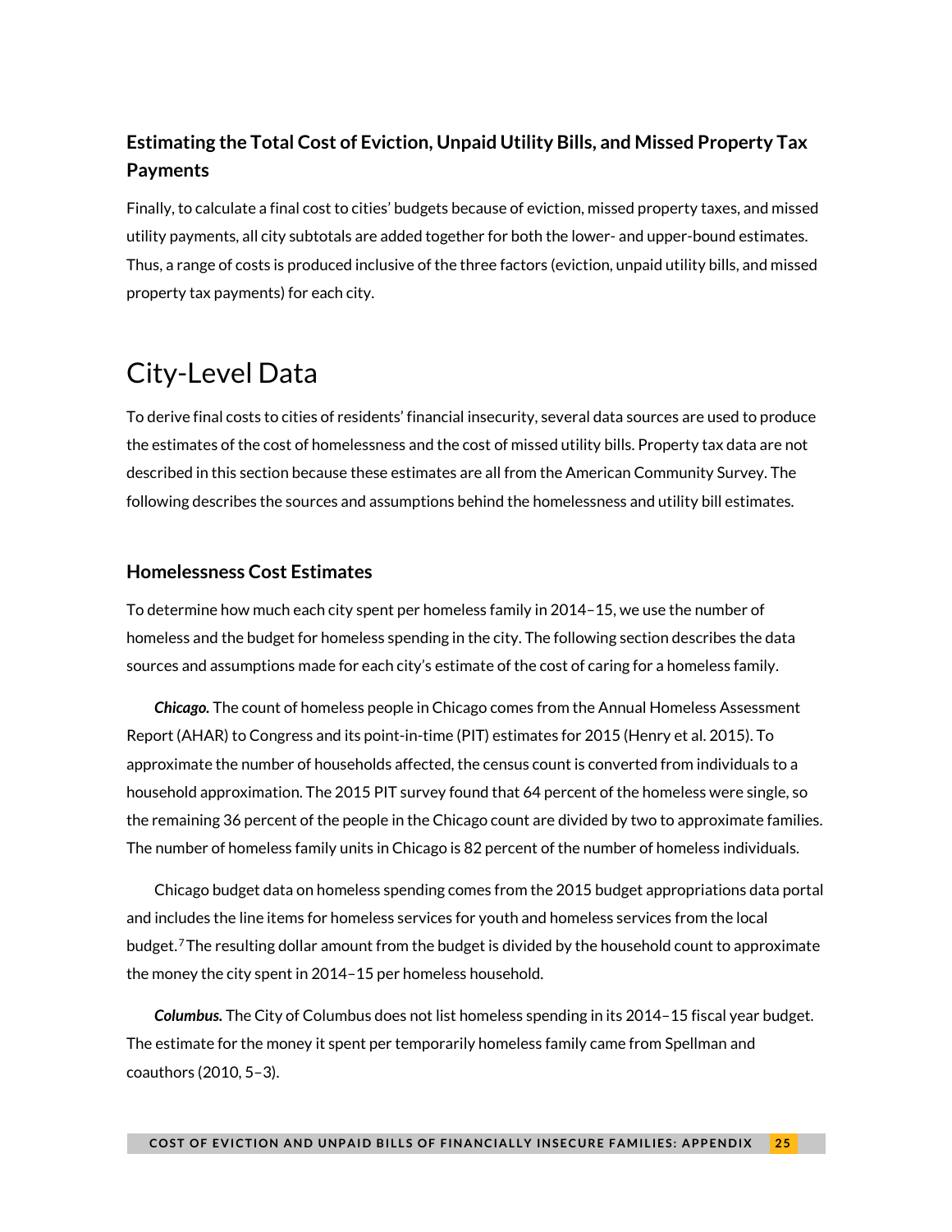### Estimating the Total Cost of Eviction, Unpaid Utility Bills, and Missed Property Tax Payments

Finally, to calculate a final cost to cities' budgets because of eviction, missed property taxes, and missed utility payments, all city subtotals are added together for both the lower- and upper-bound estimates. Thus, a range of costs is produced inclusive of the three factors (eviction, unpaid utility bills, and missed property tax payments) for each city.

## City-Level Data

To derive final costs to cities of residents' financial insecurity, several data sources are used to produce the estimates of the cost of homelessness and the cost of missed utility bills. Property tax data are not described in this section because these estimates are all from the American Community Survey. The following describes the sources and assumptions behind the homelessness and utility bill estimates.

### Homelessness Cost Estimates

To determine how much each city spent per homeless family in 2014–15, we use the number of homeless and the budget for homeless spending in the city. The following section describes the data sources and assumptions made for each city's estimate of the cost of caring for a homeless family.

***Chicago.*** The count of homeless people in Chicago comes from the Annual Homeless Assessment Report (AHAR) to Congress and its point-in-time (PIT) estimates for 2015 (Henry et al. 2015). To approximate the number of households affected, the census count is converted from individuals to a household approximation. The 2015 PIT survey found that 64 percent of the homeless were single, so the remaining 36 percent of the people in the Chicago count are divided by two to approximate families. The number of homeless family units in Chicago is 82 percent of the number of homeless individuals.

Chicago budget data on homeless spending comes from the 2015 budget appropriations data portal and includes the line items for homeless services for youth and homeless services from the local budget.[7] The resulting dollar amount from the budget is divided by the household count to approximate the money the city spent in 2014–15 per homeless household.

***Columbus.*** The City of Columbus does not list homeless spending in its 2014–15 fiscal year budget. The estimate for the money it spent per temporarily homeless family came from Spellman and coauthors (2010, 5–3).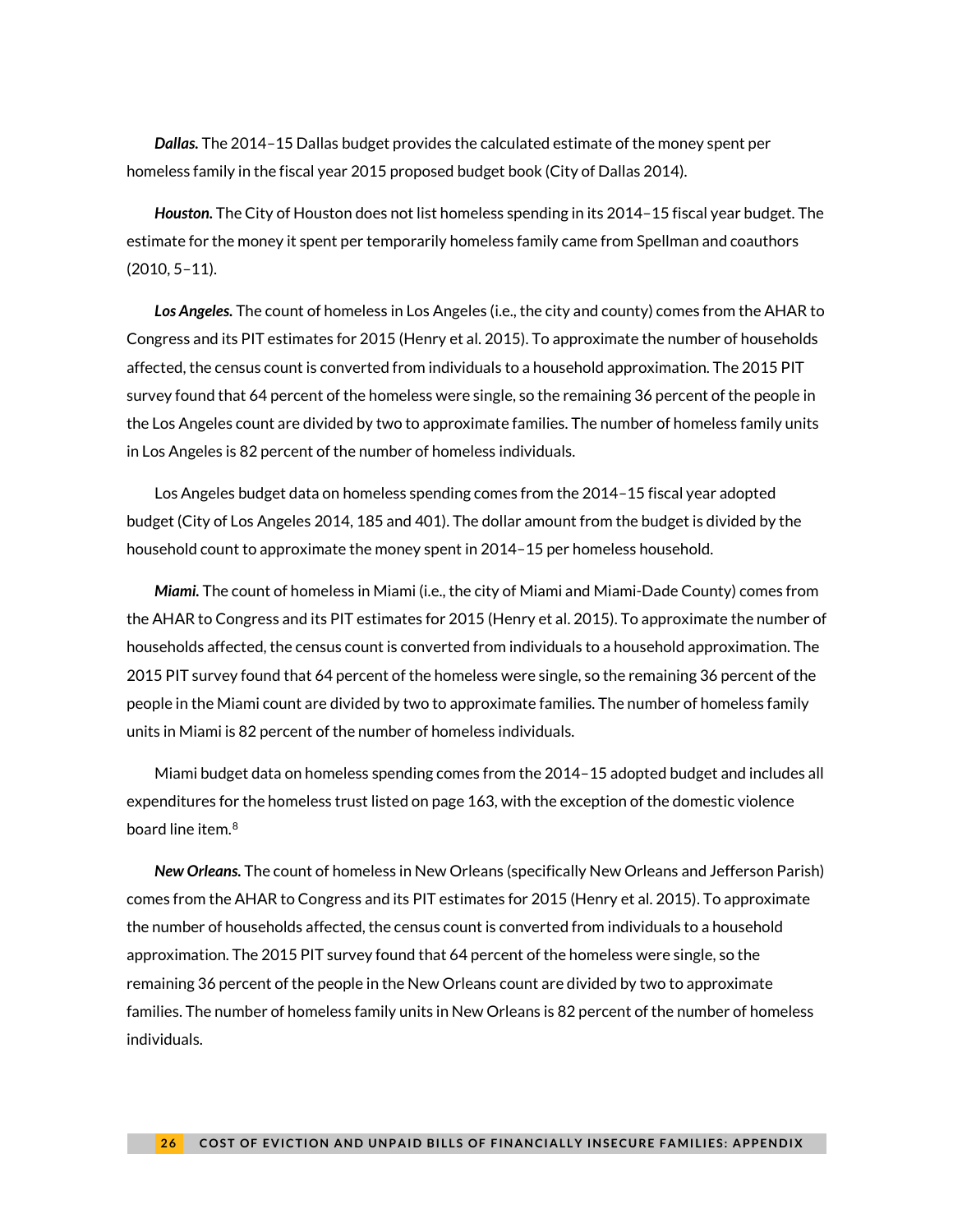***Dallas.*** The 2014–15 Dallas budget provides the calculated estimate of the money spent per homeless family in the fiscal year 2015 proposed budget book (City of Dallas 2014).

***Houston.*** The City of Houston does not list homeless spending in its 2014–15 fiscal year budget. The estimate for the money it spent per temporarily homeless family came from Spellman and coauthors (2010, 5–11).

***Los Angeles.*** The count of homeless in Los Angeles (i.e., the city and county) comes from the AHAR to Congress and its PIT estimates for 2015 (Henry et al. 2015). To approximate the number of households affected, the census count is converted from individuals to a household approximation. The 2015 PIT survey found that 64 percent of the homeless were single, so the remaining 36 percent of the people in the Los Angeles count are divided by two to approximate families. The number of homeless family units in Los Angeles is 82 percent of the number of homeless individuals.

Los Angeles budget data on homeless spending comes from the 2014–15 fiscal year adopted budget (City of Los Angeles 2014, 185 and 401). The dollar amount from the budget is divided by the household count to approximate the money spent in 2014–15 per homeless household.

***Miami.*** The count of homeless in Miami (i.e., the city of Miami and Miami-Dade County) comes from the AHAR to Congress and its PIT estimates for 2015 (Henry et al. 2015). To approximate the number of households affected, the census count is converted from individuals to a household approximation. The 2015 PIT survey found that 64 percent of the homeless were single, so the remaining 36 percent of the people in the Miami count are divided by two to approximate families. The number of homeless family units in Miami is 82 percent of the number of homeless individuals.

Miami budget data on homeless spending comes from the 2014–15 adopted budget and includes all expenditures for the homeless trust listed on page 163, with the exception of the domestic violence board line item.[8]

***New Orleans.*** The count of homeless in New Orleans (specifically New Orleans and Jefferson Parish) comes from the AHAR to Congress and its PIT estimates for 2015 (Henry et al. 2015). To approximate the number of households affected, the census count is converted from individuals to a household approximation. The 2015 PIT survey found that 64 percent of the homeless were single, so the remaining 36 percent of the people in the New Orleans count are divided by two to approximate families. The number of homeless family units in New Orleans is 82 percent of the number of homeless individuals.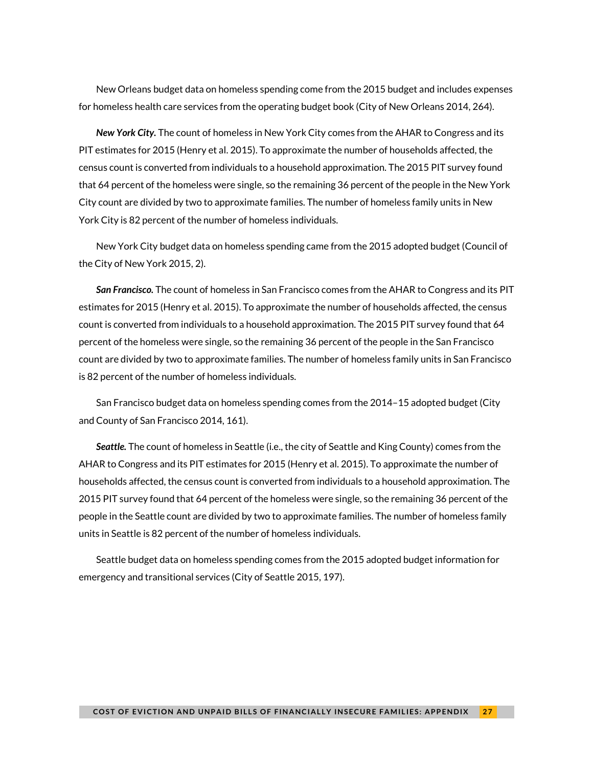New Orleans budget data on homeless spending come from the 2015 budget and includes expenses for homeless health care services from the operating budget book (City of New Orleans 2014, 264).

***New York City.*** The count of homeless in New York City comes from the AHAR to Congress and its PIT estimates for 2015 (Henry et al. 2015). To approximate the number of households affected, the census count is converted from individuals to a household approximation. The 2015 PIT survey found that 64 percent of the homeless were single, so the remaining 36 percent of the people in the New York City count are divided by two to approximate families. The number of homeless family units in New York City is 82 percent of the number of homeless individuals.

New York City budget data on homeless spending came from the 2015 adopted budget (Council of the City of New York 2015, 2).

***San Francisco.*** The count of homeless in San Francisco comes from the AHAR to Congress and its PIT estimates for 2015 (Henry et al. 2015). To approximate the number of households affected, the census count is converted from individuals to a household approximation. The 2015 PIT survey found that 64 percent of the homeless were single, so the remaining 36 percent of the people in the San Francisco count are divided by two to approximate families. The number of homeless family units in San Francisco is 82 percent of the number of homeless individuals.

San Francisco budget data on homeless spending comes from the 2014–15 adopted budget (City and County of San Francisco 2014, 161).

***Seattle.*** The count of homeless in Seattle (i.e., the city of Seattle and King County) comes from the AHAR to Congress and its PIT estimates for 2015 (Henry et al. 2015). To approximate the number of households affected, the census count is converted from individuals to a household approximation. The 2015 PIT survey found that 64 percent of the homeless were single, so the remaining 36 percent of the people in the Seattle count are divided by two to approximate families. The number of homeless family units in Seattle is 82 percent of the number of homeless individuals.

Seattle budget data on homeless spending comes from the 2015 adopted budget information for emergency and transitional services (City of Seattle 2015, 197).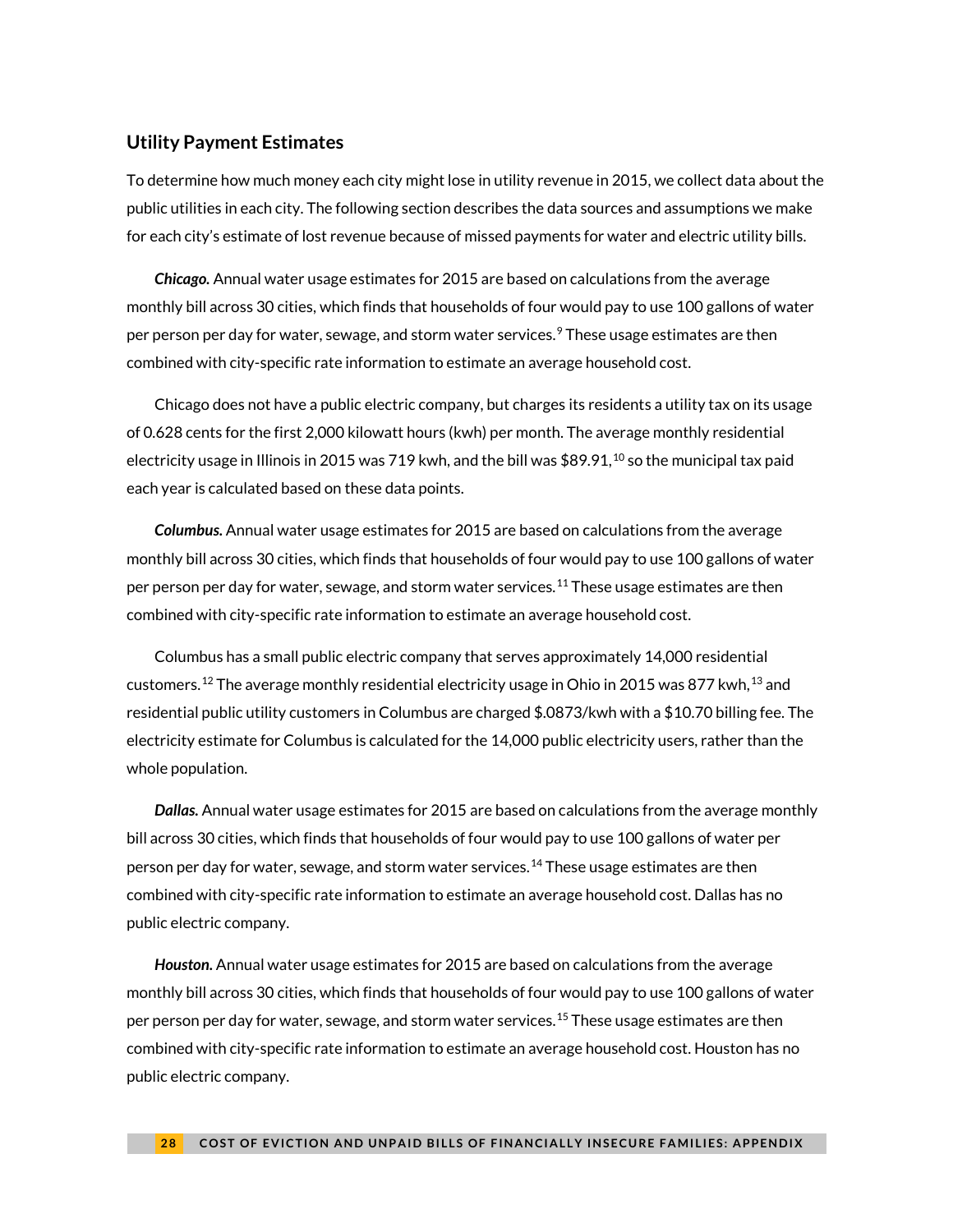## Utility Payment Estimates

To determine how much money each city might lose in utility revenue in 2015, we collect data about the public utilities in each city. The following section describes the data sources and assumptions we make for each city's estimate of lost revenue because of missed payments for water and electric utility bills.

***Chicago.*** Annual water usage estimates for 2015 are based on calculations from the average monthly bill across 30 cities, which finds that households of four would pay to use 100 gallons of water per person per day for water, sewage, and storm water services.[9] These usage estimates are then combined with city-specific rate information to estimate an average household cost.

Chicago does not have a public electric company, but charges its residents a utility tax on its usage of 0.628 cents for the first 2,000 kilowatt hours (kwh) per month. The average monthly residential electricity usage in Illinois in 2015 was 719 kwh, and the bill was $89.91,[10] so the municipal tax paid each year is calculated based on these data points.

***Columbus.*** Annual water usage estimates for 2015 are based on calculations from the average monthly bill across 30 cities, which finds that households of four would pay to use 100 gallons of water per person per day for water, sewage, and storm water services.[11] These usage estimates are then combined with city-specific rate information to estimate an average household cost.

Columbus has a small public electric company that serves approximately 14,000 residential customers.[12] The average monthly residential electricity usage in Ohio in 2015 was 877 kwh,[13] and residential public utility customers in Columbus are charged $.0873/kwh with a $10.70 billing fee. The electricity estimate for Columbus is calculated for the 14,000 public electricity users, rather than the whole population.

***Dallas.*** Annual water usage estimates for 2015 are based on calculations from the average monthly bill across 30 cities, which finds that households of four would pay to use 100 gallons of water per person per day for water, sewage, and storm water services.[14] These usage estimates are then combined with city-specific rate information to estimate an average household cost. Dallas has no public electric company.

***Houston.*** Annual water usage estimates for 2015 are based on calculations from the average monthly bill across 30 cities, which finds that households of four would pay to use 100 gallons of water per person per day for water, sewage, and storm water services.[15] These usage estimates are then combined with city-specific rate information to estimate an average household cost. Houston has no public electric company.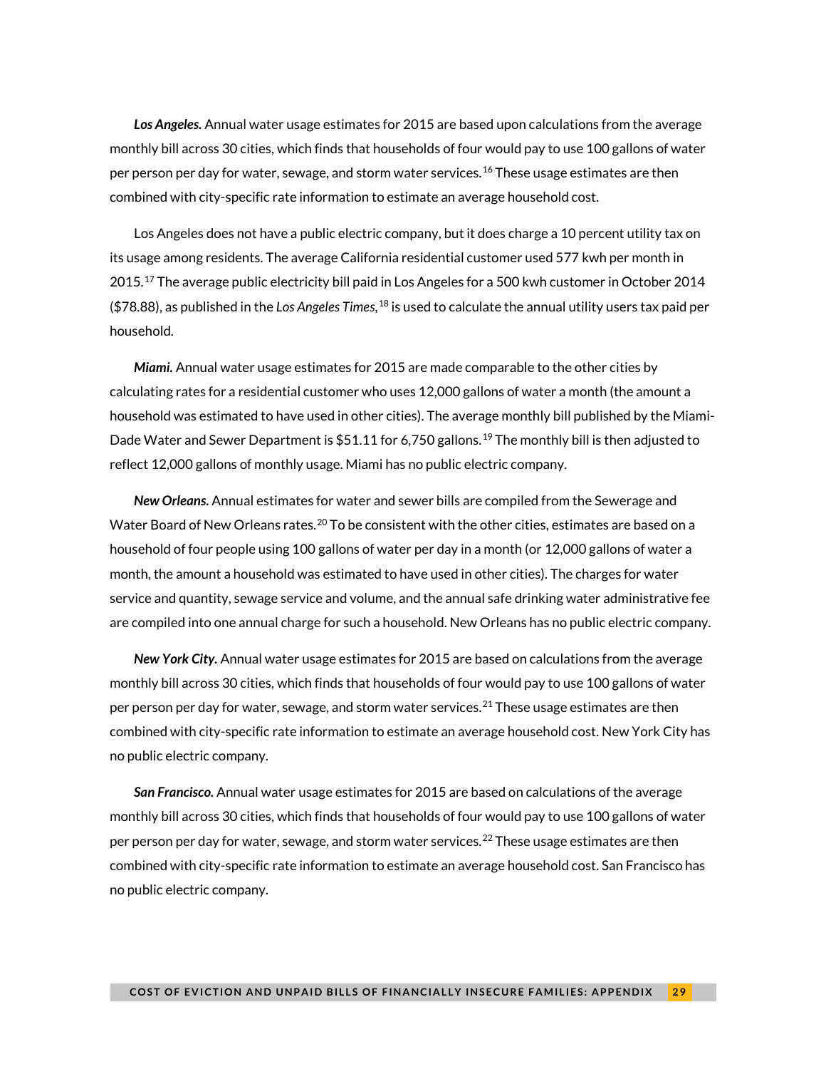***Los Angeles.*** Annual water usage estimates for 2015 are based upon calculations from the average monthly bill across 30 cities, which finds that households of four would pay to use 100 gallons of water per person per day for water, sewage, and storm water services.[16] These usage estimates are then combined with city-specific rate information to estimate an average household cost.

Los Angeles does not have a public electric company, but it does charge a 10 percent utility tax on its usage among residents. The average California residential customer used 577 kwh per month in 2015.[17] The average public electricity bill paid in Los Angeles for a 500 kwh customer in October 2014 ($78.88), as published in the *Los Angeles Times*,[18] is used to calculate the annual utility users tax paid per household.

***Miami.*** Annual water usage estimates for 2015 are made comparable to the other cities by calculating rates for a residential customer who uses 12,000 gallons of water a month (the amount a household was estimated to have used in other cities). The average monthly bill published by the Miami-Dade Water and Sewer Department is $51.11 for 6,750 gallons.[19] The monthly bill is then adjusted to reflect 12,000 gallons of monthly usage. Miami has no public electric company.

***New Orleans.*** Annual estimates for water and sewer bills are compiled from the Sewerage and Water Board of New Orleans rates.[20] To be consistent with the other cities, estimates are based on a household of four people using 100 gallons of water per day in a month (or 12,000 gallons of water a month, the amount a household was estimated to have used in other cities). The charges for water service and quantity, sewage service and volume, and the annual safe drinking water administrative fee are compiled into one annual charge for such a household. New Orleans has no public electric company.

***New York City.*** Annual water usage estimates for 2015 are based on calculations from the average monthly bill across 30 cities, which finds that households of four would pay to use 100 gallons of water per person per day for water, sewage, and storm water services.[21] These usage estimates are then combined with city-specific rate information to estimate an average household cost. New York City has no public electric company.

***San Francisco.*** Annual water usage estimates for 2015 are based on calculations of the average monthly bill across 30 cities, which finds that households of four would pay to use 100 gallons of water per person per day for water, sewage, and storm water services.[22] These usage estimates are then combined with city-specific rate information to estimate an average household cost. San Francisco has no public electric company.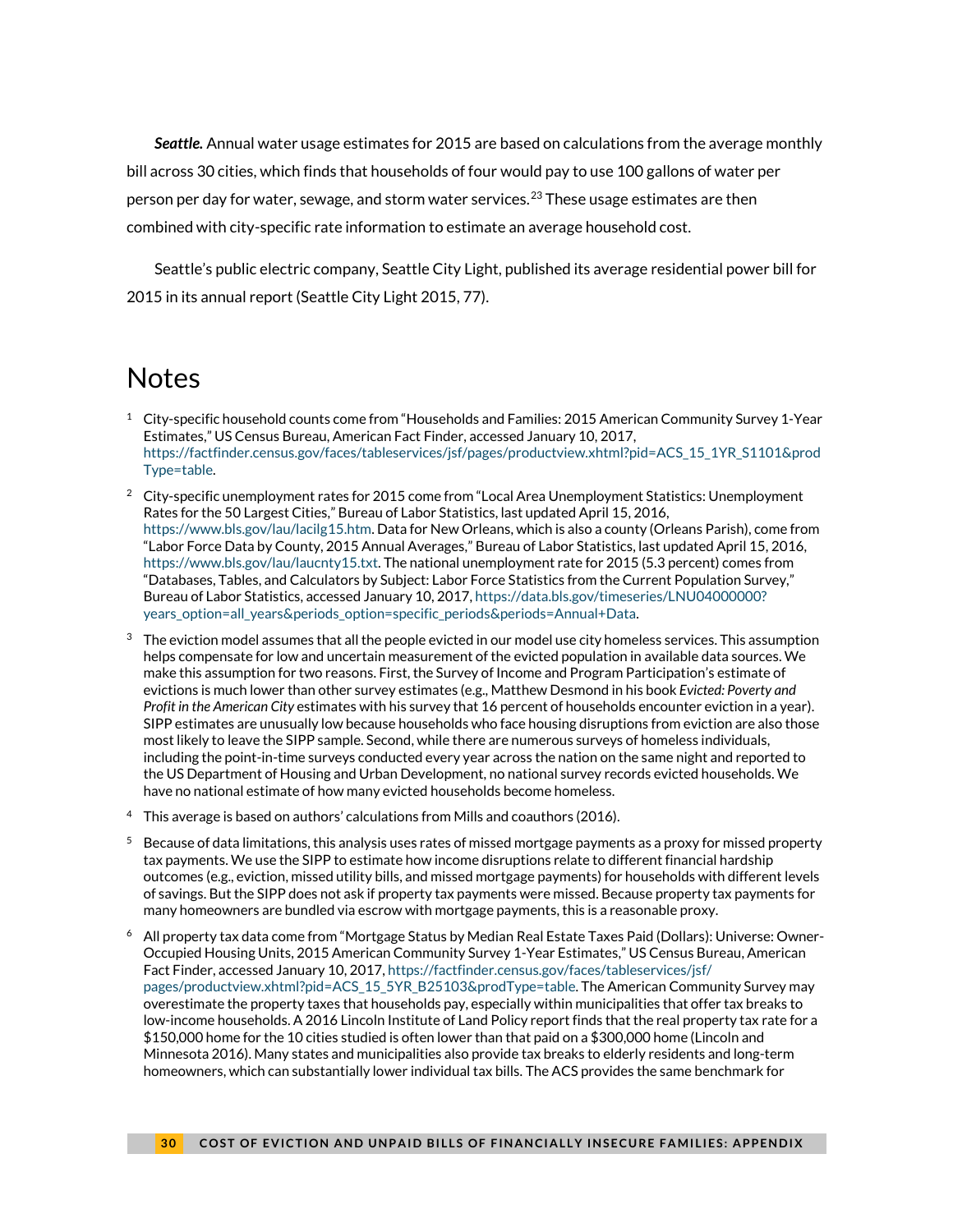***Seattle.*** Annual water usage estimates for 2015 are based on calculations from the average monthly bill across 30 cities, which finds that households of four would pay to use 100 gallons of water per person per day for water, sewage, and storm water services.[23] These usage estimates are then combined with city-specific rate information to estimate an average household cost.

Seattle's public electric company, Seattle City Light, published its average residential power bill for 2015 in its annual report (Seattle City Light 2015, 77).

# Notes

1. City-specific household counts come from "Households and Families: 2015 American Community Survey 1-Year Estimates," US Census Bureau, American Fact Finder, accessed January 10, 2017, https://factfinder.census.gov/faces/tableservices/jsf/pages/productview.xhtml?pid=ACS_15_1YR_S1101&prodType=table.

2. City-specific unemployment rates for 2015 come from "Local Area Unemployment Statistics: Unemployment Rates for the 50 Largest Cities," Bureau of Labor Statistics, last updated April 15, 2016, https://www.bls.gov/lau/lacilg15.htm. Data for New Orleans, which is also a county (Orleans Parish), come from "Labor Force Data by County, 2015 Annual Averages," Bureau of Labor Statistics, last updated April 15, 2016, https://www.bls.gov/lau/laucnty15.txt. The national unemployment rate for 2015 (5.3 percent) comes from "Databases, Tables, and Calculators by Subject: Labor Force Statistics from the Current Population Survey," Bureau of Labor Statistics, accessed January 10, 2017, https://data.bls.gov/timeseries/LNU04000000?years_option=all_years&periods_option=specific_periods&periods=Annual+Data.

3. The eviction model assumes that all the people evicted in our model use city homeless services. This assumption helps compensate for low and uncertain measurement of the evicted population in available data sources. We make this assumption for two reasons. First, the Survey of Income and Program Participation's estimate of evictions is much lower than other survey estimates (e.g., Matthew Desmond in his book *Evicted: Poverty and Profit in the American City* estimates with his survey that 16 percent of households encounter eviction in a year). SIPP estimates are unusually low because households who face housing disruptions from eviction are also those most likely to leave the SIPP sample. Second, while there are numerous surveys of homeless individuals, including the point-in-time surveys conducted every year across the nation on the same night and reported to the US Department of Housing and Urban Development, no national survey records evicted households. We have no national estimate of how many evicted households become homeless.

4. This average is based on authors' calculations from Mills and coauthors (2016).

5. Because of data limitations, this analysis uses rates of missed mortgage payments as a proxy for missed property tax payments. We use the SIPP to estimate how income disruptions relate to different financial hardship outcomes (e.g., eviction, missed utility bills, and missed mortgage payments) for households with different levels of savings. But the SIPP does not ask if property tax payments were missed. Because property tax payments for many homeowners are bundled via escrow with mortgage payments, this is a reasonable proxy.

6. All property tax data come from "Mortgage Status by Median Real Estate Taxes Paid (Dollars): Universe: Owner-Occupied Housing Units, 2015 American Community Survey 1-Year Estimates," US Census Bureau, American Fact Finder, accessed January 10, 2017, https://factfinder.census.gov/faces/tableservices/jsf/pages/productview.xhtml?pid=ACS_15_5YR_B25103&prodType=table. The American Community Survey may overestimate the property taxes that households pay, especially within municipalities that offer tax breaks to low-income households. A 2016 Lincoln Institute of Land Policy report finds that the real property tax rate for a $150,000 home for the 10 cities studied is often lower than that paid on a $300,000 home (Lincoln and Minnesota 2016). Many states and municipalities also provide tax breaks to elderly residents and long-term homeowners, which can substantially lower individual tax bills. The ACS provides the same benchmark for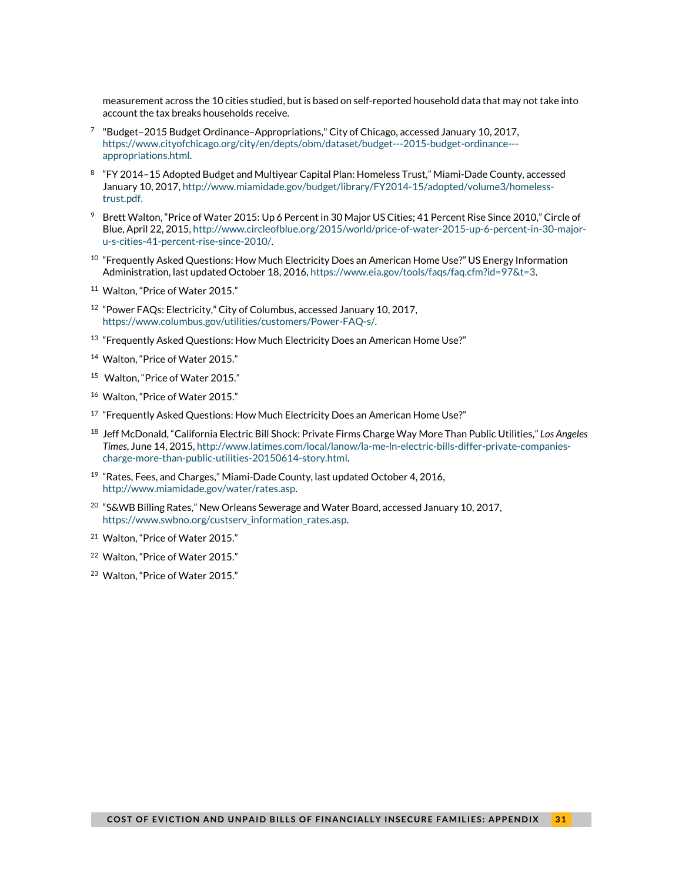measurement across the 10 cities studied, but is based on self-reported household data that may not take into account the tax breaks households receive.

[7] "Budget–2015 Budget Ordinance–Appropriations," City of Chicago, accessed January 10, 2017, https://www.cityofchicago.org/city/en/depts/obm/dataset/budget---2015-budget-ordinance---appropriations.html.

[8] "FY 2014–15 Adopted Budget and Multiyear Capital Plan: Homeless Trust," Miami-Dade County, accessed January 10, 2017, http://www.miamidade.gov/budget/library/FY2014-15/adopted/volume3/homeless-trust.pdf.

[9] Brett Walton, "Price of Water 2015: Up 6 Percent in 30 Major US Cities; 41 Percent Rise Since 2010," Circle of Blue, April 22, 2015, http://www.circleofblue.org/2015/world/price-of-water-2015-up-6-percent-in-30-major-u-s-cities-41-percent-rise-since-2010/.

[10] "Frequently Asked Questions: How Much Electricity Does an American Home Use?" US Energy Information Administration, last updated October 18, 2016, https://www.eia.gov/tools/faqs/faq.cfm?id=97&t=3.

[11] Walton, "Price of Water 2015."

[12] "Power FAQs: Electricity," City of Columbus, accessed January 10, 2017, https://www.columbus.gov/utilities/customers/Power-FAQ-s/.

[13] "Frequently Asked Questions: How Much Electricity Does an American Home Use?"

[14] Walton, "Price of Water 2015."

[15] Walton, "Price of Water 2015."

[16] Walton, "Price of Water 2015."

[17] "Frequently Asked Questions: How Much Electricity Does an American Home Use?"

[18] Jeff McDonald, "California Electric Bill Shock: Private Firms Charge Way More Than Public Utilities," *Los Angeles Times*, June 14, 2015, http://www.latimes.com/local/lanow/la-me-ln-electric-bills-differ-private-companies-charge-more-than-public-utilities-20150614-story.html.

[19] "Rates, Fees, and Charges," Miami-Dade County, last updated October 4, 2016, http://www.miamidade.gov/water/rates.asp.

[20] "S&WB Billing Rates," New Orleans Sewerage and Water Board, accessed January 10, 2017, https://www.swbno.org/custserv_information_rates.asp.

[21] Walton, "Price of Water 2015."

[22] Walton, "Price of Water 2015."

[23] Walton, "Price of Water 2015."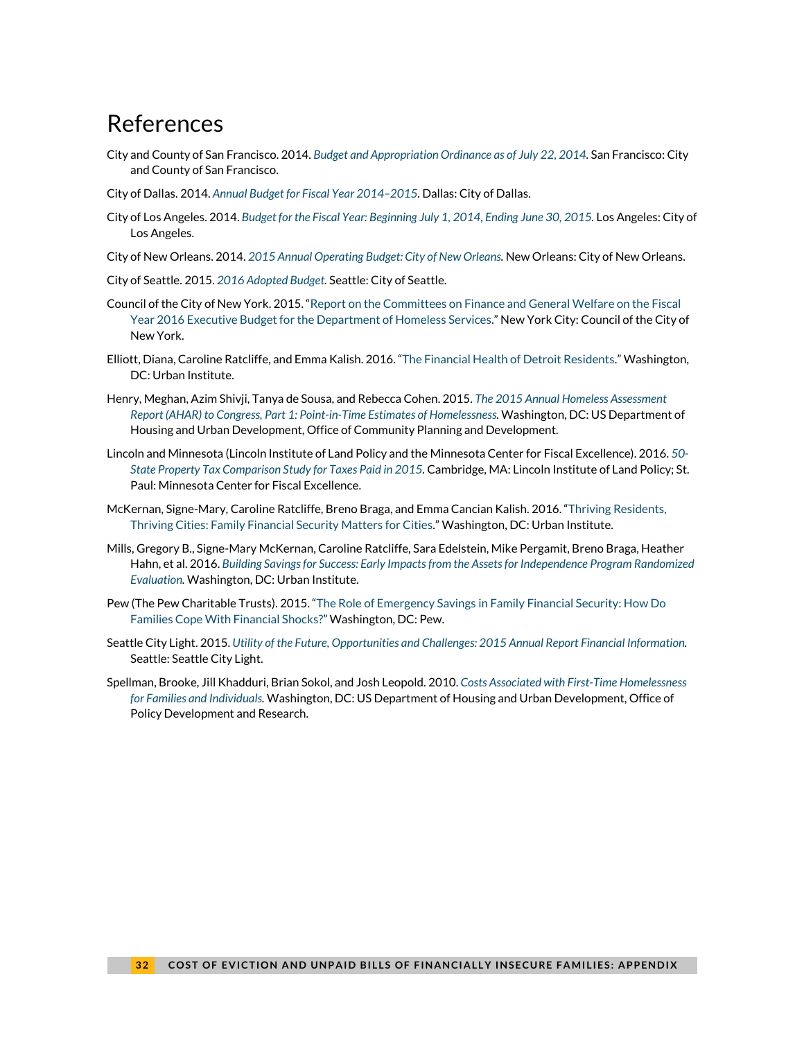# References

City and County of San Francisco. 2014. *Budget and Appropriation Ordinance as of July 22, 2014*. San Francisco: City and County of San Francisco.

City of Dallas. 2014. *Annual Budget for Fiscal Year 2014–2015*. Dallas: City of Dallas.

City of Los Angeles. 2014. *Budget for the Fiscal Year: Beginning July 1, 2014, Ending June 30, 2015*. Los Angeles: City of Los Angeles.

City of New Orleans. 2014. *2015 Annual Operating Budget: City of New Orleans*. New Orleans: City of New Orleans.

City of Seattle. 2015. *2016 Adopted Budget*. Seattle: City of Seattle.

Council of the City of New York. 2015. "Report on the Committees on Finance and General Welfare on the Fiscal Year 2016 Executive Budget for the Department of Homeless Services." New York City: Council of the City of New York.

Elliott, Diana, Caroline Ratcliffe, and Emma Kalish. 2016. "The Financial Health of Detroit Residents." Washington, DC: Urban Institute.

Henry, Meghan, Azim Shivji, Tanya de Sousa, and Rebecca Cohen. 2015. *The 2015 Annual Homeless Assessment Report (AHAR) to Congress, Part 1: Point-in-Time Estimates of Homelessness*. Washington, DC: US Department of Housing and Urban Development, Office of Community Planning and Development.

Lincoln and Minnesota (Lincoln Institute of Land Policy and the Minnesota Center for Fiscal Excellence). 2016. *50-State Property Tax Comparison Study for Taxes Paid in 2015*. Cambridge, MA: Lincoln Institute of Land Policy; St. Paul: Minnesota Center for Fiscal Excellence.

McKernan, Signe-Mary, Caroline Ratcliffe, Breno Braga, and Emma Cancian Kalish. 2016. "Thriving Residents, Thriving Cities: Family Financial Security Matters for Cities." Washington, DC: Urban Institute.

Mills, Gregory B., Signe-Mary McKernan, Caroline Ratcliffe, Sara Edelstein, Mike Pergamit, Breno Braga, Heather Hahn, et al. 2016. *Building Savings for Success: Early Impacts from the Assets for Independence Program Randomized Evaluation*. Washington, DC: Urban Institute.

Pew (The Pew Charitable Trusts). 2015. "The Role of Emergency Savings in Family Financial Security: How Do Families Cope With Financial Shocks?" Washington, DC: Pew.

Seattle City Light. 2015. *Utility of the Future, Opportunities and Challenges: 2015 Annual Report Financial Information*. Seattle: Seattle City Light.

Spellman, Brooke, Jill Khadduri, Brian Sokol, and Josh Leopold. 2010. *Costs Associated with First-Time Homelessness for Families and Individuals*. Washington, DC: US Department of Housing and Urban Development, Office of Policy Development and Research.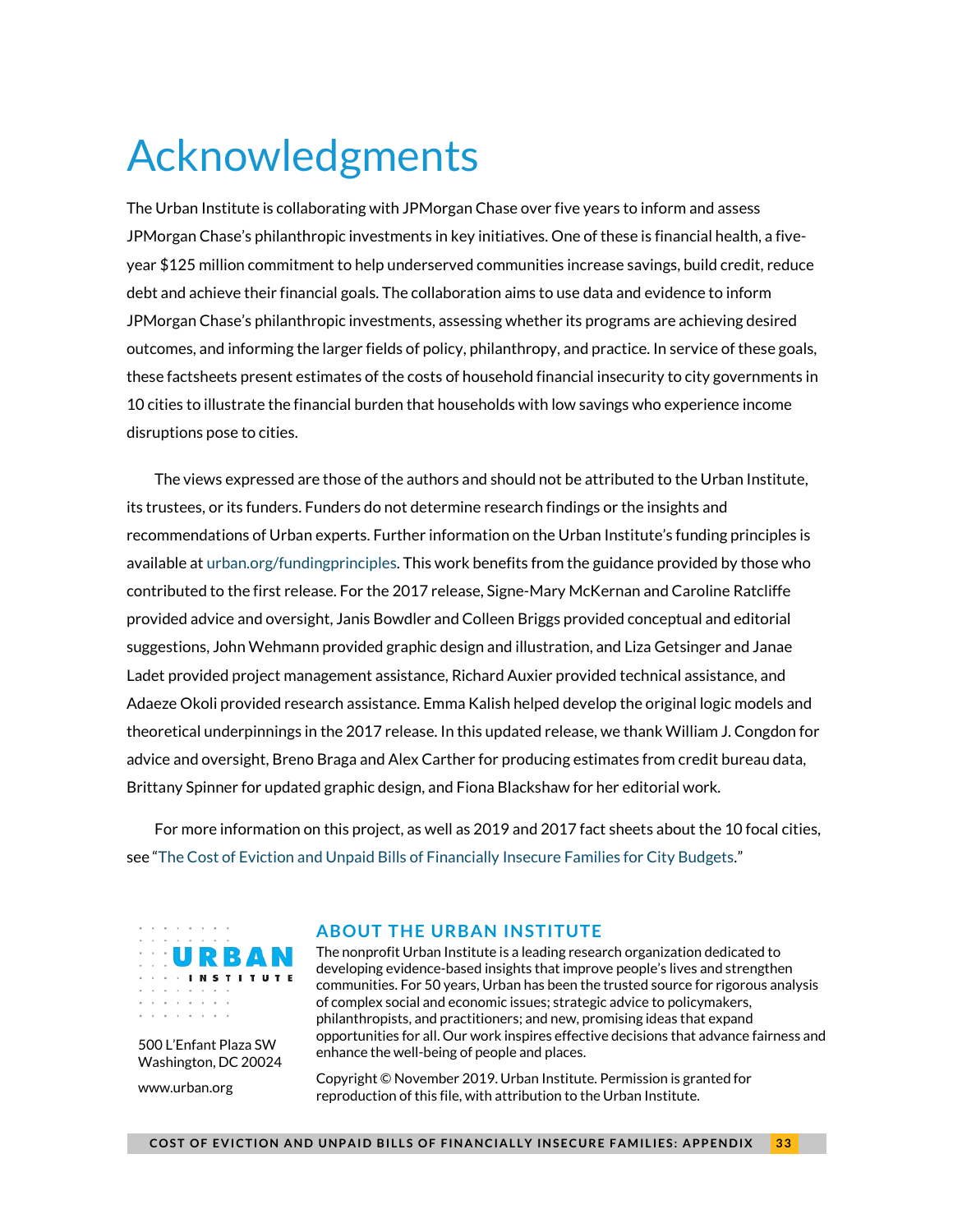# Acknowledgments

The Urban Institute is collaborating with JPMorgan Chase over five years to inform and assess JPMorgan Chase's philanthropic investments in key initiatives. One of these is financial health, a five-year $125 million commitment to help underserved communities increase savings, build credit, reduce debt and achieve their financial goals. The collaboration aims to use data and evidence to inform JPMorgan Chase's philanthropic investments, assessing whether its programs are achieving desired outcomes, and informing the larger fields of policy, philanthropy, and practice. In service of these goals, these factsheets present estimates of the costs of household financial insecurity to city governments in 10 cities to illustrate the financial burden that households with low savings who experience income disruptions pose to cities.

The views expressed are those of the authors and should not be attributed to the Urban Institute, its trustees, or its funders. Funders do not determine research findings or the insights and recommendations of Urban experts. Further information on the Urban Institute's funding principles is available at urban.org/fundingprinciples. This work benefits from the guidance provided by those who contributed to the first release. For the 2017 release, Signe-Mary McKernan and Caroline Ratcliffe provided advice and oversight, Janis Bowdler and Colleen Briggs provided conceptual and editorial suggestions, John Wehmann provided graphic design and illustration, and Liza Getsinger and Janae Ladet provided project management assistance, Richard Auxier provided technical assistance, and Adaeze Okoli provided research assistance. Emma Kalish helped develop the original logic models and theoretical underpinnings in the 2017 release. In this updated release, we thank William J. Congdon for advice and oversight, Breno Braga and Alex Carther for producing estimates from credit bureau data, Brittany Spinner for updated graphic design, and Fiona Blackshaw for her editorial work.

For more information on this project, as well as 2019 and 2017 fact sheets about the 10 focal cities, see "The Cost of Eviction and Unpaid Bills of Financially Insecure Families for City Budgets."

URBAN INSTITUTE

500 L'Enfant Plaza SW
Washington, DC 20024

www.urban.org

## ABOUT THE URBAN INSTITUTE

The nonprofit Urban Institute is a leading research organization dedicated to developing evidence-based insights that improve people's lives and strengthen communities. For 50 years, Urban has been the trusted source for rigorous analysis of complex social and economic issues; strategic advice to policymakers, philanthropists, and practitioners; and new, promising ideas that expand opportunities for all. Our work inspires effective decisions that advance fairness and enhance the well-being of people and places.

Copyright © November 2019. Urban Institute. Permission is granted for reproduction of this file, with attribution to the Urban Institute.